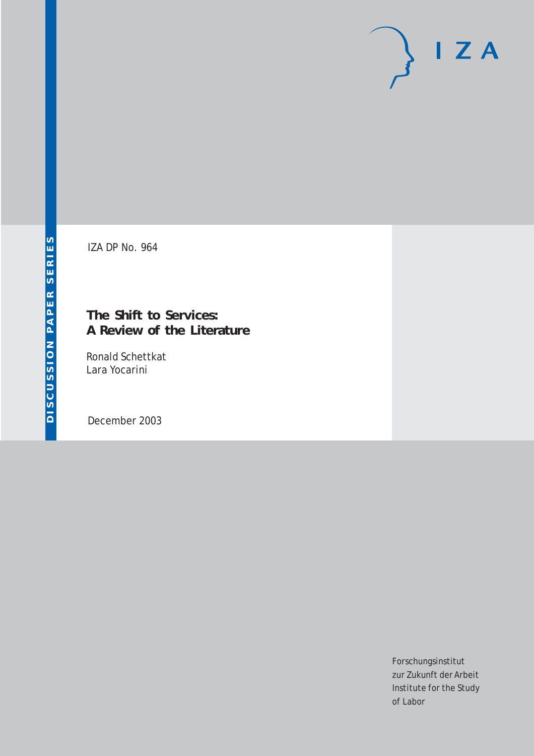DISCUSSION PAPER SERIES

IZA DP No. 964

# The Shift to Services: A Review of the Literature

Ronald Schettkat
Lara Yocarini

December 2003

Forschungsinstitut
zur Zukunft der Arbeit
Institute for the Study
of Labor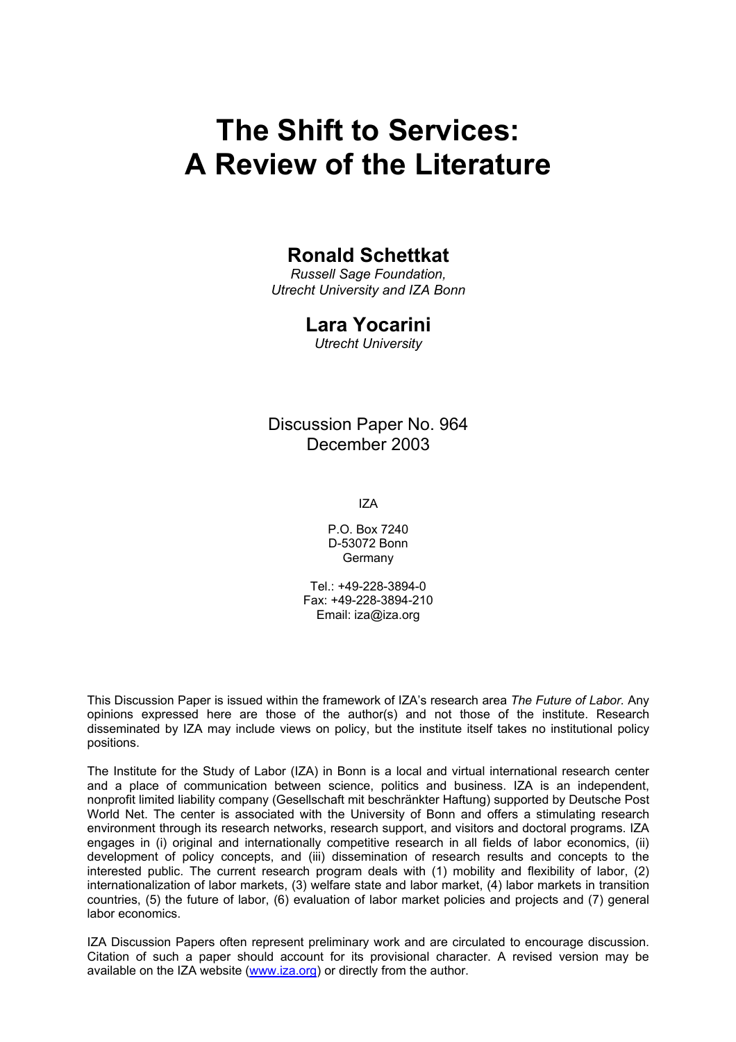# The Shift to Services: A Review of the Literature

## Ronald Schettkat

*Russell Sage Foundation, Utrecht University and IZA Bonn*

## Lara Yocarini

*Utrecht University*

Discussion Paper No. 964
December 2003

IZA

P.O. Box 7240
D-53072 Bonn
Germany

Tel.: +49-228-3894-0
Fax: +49-228-3894-210
Email: iza@iza.org

This Discussion Paper is issued within the framework of IZA's research area *The Future of Labor.* Any opinions expressed here are those of the author(s) and not those of the institute. Research disseminated by IZA may include views on policy, but the institute itself takes no institutional policy positions.

The Institute for the Study of Labor (IZA) in Bonn is a local and virtual international research center and a place of communication between science, politics and business. IZA is an independent, nonprofit limited liability company (Gesellschaft mit beschränkter Haftung) supported by Deutsche Post World Net. The center is associated with the University of Bonn and offers a stimulating research environment through its research networks, research support, and visitors and doctoral programs. IZA engages in (i) original and internationally competitive research in all fields of labor economics, (ii) development of policy concepts, and (iii) dissemination of research results and concepts to the interested public. The current research program deals with (1) mobility and flexibility of labor, (2) internationalization of labor markets, (3) welfare state and labor market, (4) labor markets in transition countries, (5) the future of labor, (6) evaluation of labor market policies and projects and (7) general labor economics.

IZA Discussion Papers often represent preliminary work and are circulated to encourage discussion. Citation of such a paper should account for its provisional character. A revised version may be available on the IZA website (www.iza.org) or directly from the author.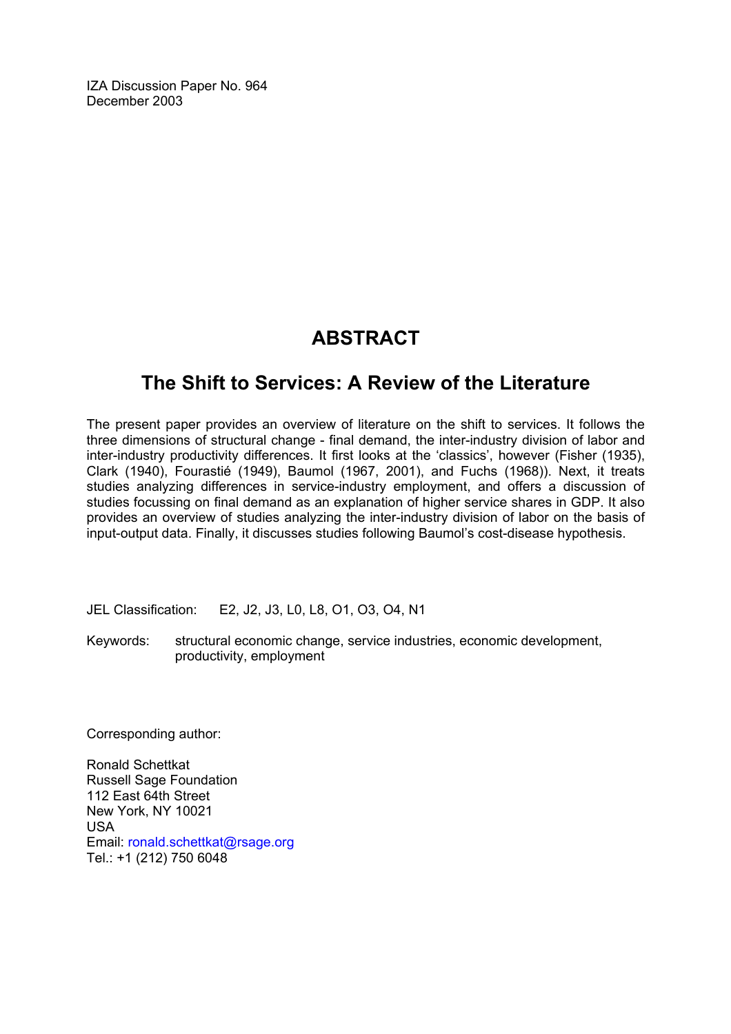IZA Discussion Paper No. 964
December 2003

# ABSTRACT

## The Shift to Services: A Review of the Literature

The present paper provides an overview of literature on the shift to services. It follows the three dimensions of structural change - final demand, the inter-industry division of labor and inter-industry productivity differences. It first looks at the 'classics', however (Fisher (1935), Clark (1940), Fourastié (1949), Baumol (1967, 2001), and Fuchs (1968)). Next, it treats studies analyzing differences in service-industry employment, and offers a discussion of studies focussing on final demand as an explanation of higher service shares in GDP. It also provides an overview of studies analyzing the inter-industry division of labor on the basis of input-output data. Finally, it discusses studies following Baumol's cost-disease hypothesis.

JEL Classification: E2, J2, J3, L0, L8, O1, O3, O4, N1

Keywords: structural economic change, service industries, economic development, productivity, employment

Corresponding author:

Ronald Schettkat
Russell Sage Foundation
112 East 64th Street
New York, NY 10021
USA
Email: ronald.schettkat@rsage.org
Tel.: +1 (212) 750 6048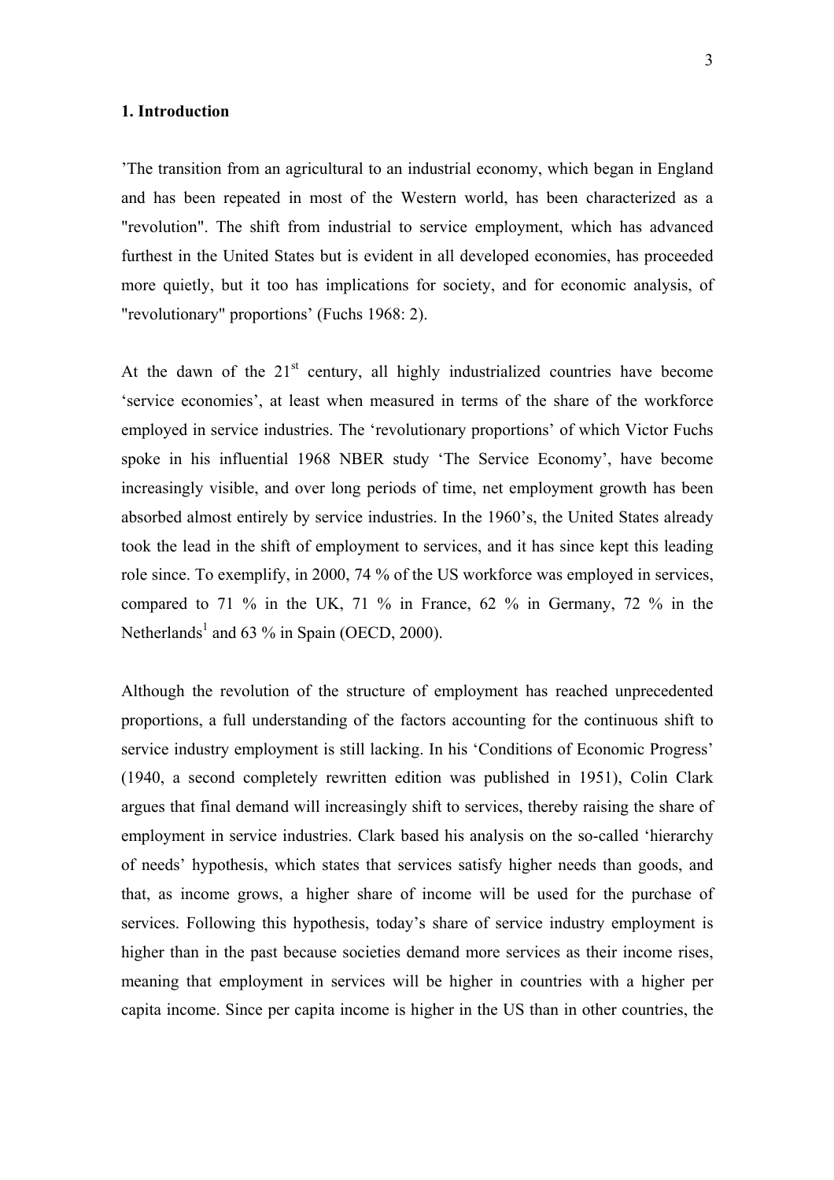## 1. Introduction

'The transition from an agricultural to an industrial economy, which began in England and has been repeated in most of the Western world, has been characterized as a "revolution". The shift from industrial to service employment, which has advanced furthest in the United States but is evident in all developed economies, has proceeded more quietly, but it too has implications for society, and for economic analysis, of "revolutionary" proportions' (Fuchs 1968: 2).

At the dawn of the 21st century, all highly industrialized countries have become 'service economies', at least when measured in terms of the share of the workforce employed in service industries. The 'revolutionary proportions' of which Victor Fuchs spoke in his influential 1968 NBER study 'The Service Economy', have become increasingly visible, and over long periods of time, net employment growth has been absorbed almost entirely by service industries. In the 1960's, the United States already took the lead in the shift of employment to services, and it has since kept this leading role since. To exemplify, in 2000, 74 % of the US workforce was employed in services, compared to 71 % in the UK, 71 % in France, 62 % in Germany, 72 % in the Netherlands[1] and 63 % in Spain (OECD, 2000).

Although the revolution of the structure of employment has reached unprecedented proportions, a full understanding of the factors accounting for the continuous shift to service industry employment is still lacking. In his 'Conditions of Economic Progress' (1940, a second completely rewritten edition was published in 1951), Colin Clark argues that final demand will increasingly shift to services, thereby raising the share of employment in service industries. Clark based his analysis on the so-called 'hierarchy of needs' hypothesis, which states that services satisfy higher needs than goods, and that, as income grows, a higher share of income will be used for the purchase of services. Following this hypothesis, today's share of service industry employment is higher than in the past because societies demand more services as their income rises, meaning that employment in services will be higher in countries with a higher per capita income. Since per capita income is higher in the US than in other countries, the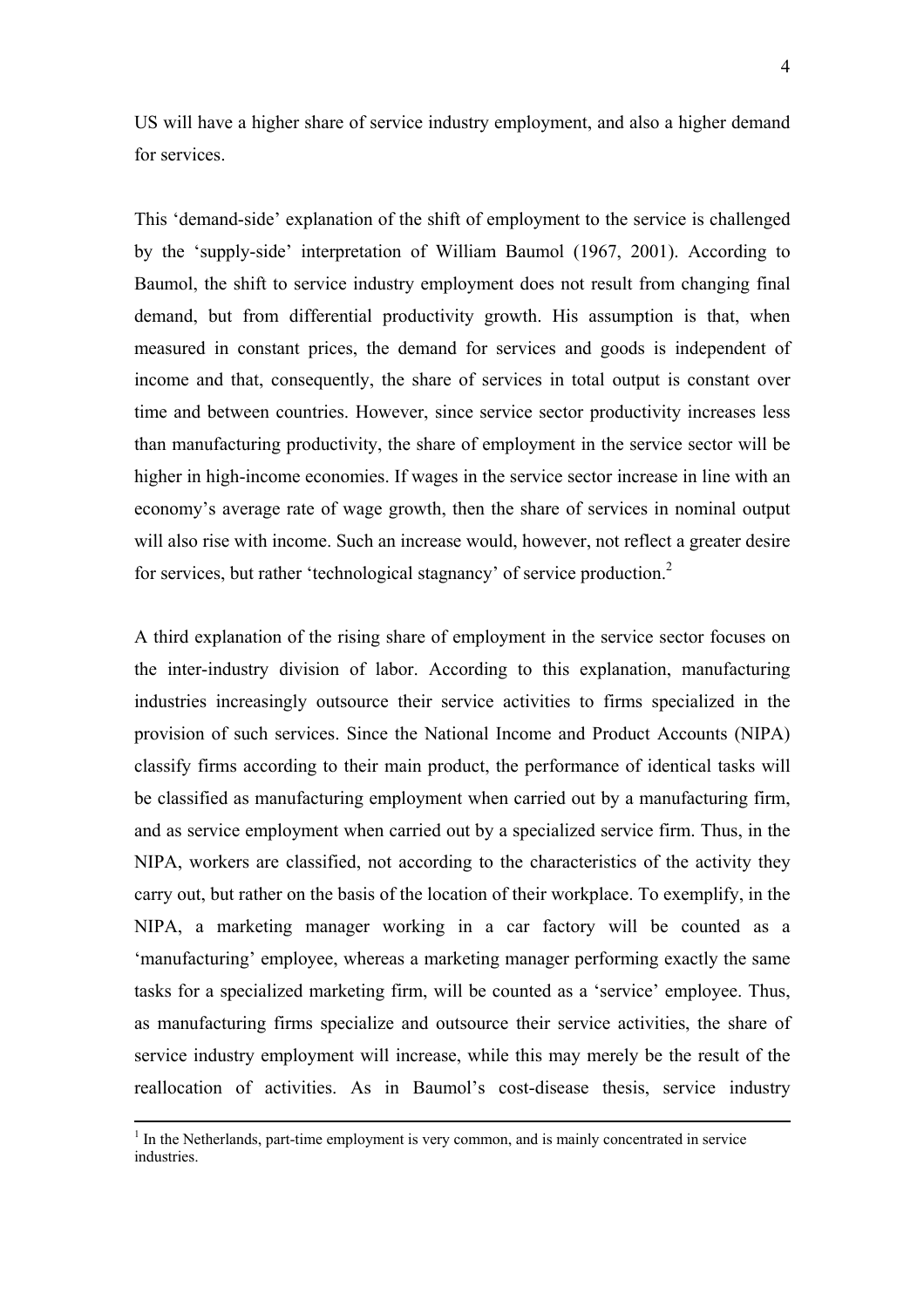US will have a higher share of service industry employment, and also a higher demand for services.

This 'demand-side' explanation of the shift of employment to the service is challenged by the 'supply-side' interpretation of William Baumol (1967, 2001). According to Baumol, the shift to service industry employment does not result from changing final demand, but from differential productivity growth. His assumption is that, when measured in constant prices, the demand for services and goods is independent of income and that, consequently, the share of services in total output is constant over time and between countries. However, since service sector productivity increases less than manufacturing productivity, the share of employment in the service sector will be higher in high-income economies. If wages in the service sector increase in line with an economy's average rate of wage growth, then the share of services in nominal output will also rise with income. Such an increase would, however, not reflect a greater desire for services, but rather 'technological stagnancy' of service production.[2]

A third explanation of the rising share of employment in the service sector focuses on the inter-industry division of labor. According to this explanation, manufacturing industries increasingly outsource their service activities to firms specialized in the provision of such services. Since the National Income and Product Accounts (NIPA) classify firms according to their main product, the performance of identical tasks will be classified as manufacturing employment when carried out by a manufacturing firm, and as service employment when carried out by a specialized service firm. Thus, in the NIPA, workers are classified, not according to the characteristics of the activity they carry out, but rather on the basis of the location of their workplace. To exemplify, in the NIPA, a marketing manager working in a car factory will be counted as a 'manufacturing' employee, whereas a marketing manager performing exactly the same tasks for a specialized marketing firm, will be counted as a 'service' employee. Thus, as manufacturing firms specialize and outsource their service activities, the share of service industry employment will increase, while this may merely be the result of the reallocation of activities. As in Baumol's cost-disease thesis, service industry

[1] In the Netherlands, part-time employment is very common, and is mainly concentrated in service industries.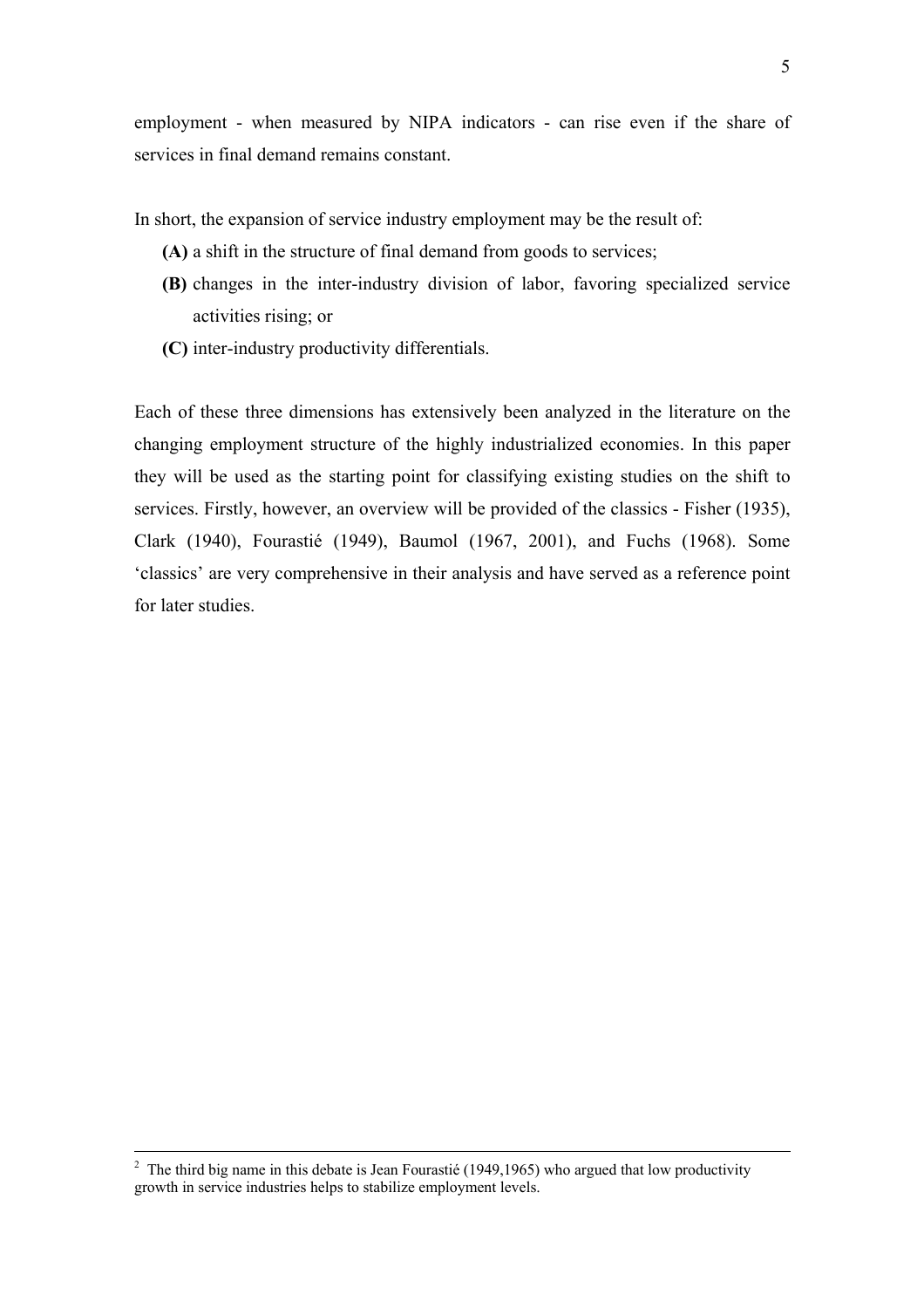employment - when measured by NIPA indicators - can rise even if the share of services in final demand remains constant.

In short, the expansion of service industry employment may be the result of:

- **(A)** a shift in the structure of final demand from goods to services;
- **(B)** changes in the inter-industry division of labor, favoring specialized service activities rising; or
- **(C)** inter-industry productivity differentials.

Each of these three dimensions has extensively been analyzed in the literature on the changing employment structure of the highly industrialized economies. In this paper they will be used as the starting point for classifying existing studies on the shift to services. Firstly, however, an overview will be provided of the classics - Fisher (1935), Clark (1940), Fourastié (1949), Baumol (1967, 2001), and Fuchs (1968). Some 'classics' are very comprehensive in their analysis and have served as a reference point for later studies.

---

[2] The third big name in this debate is Jean Fourastié (1949,1965) who argued that low productivity growth in service industries helps to stabilize employment levels.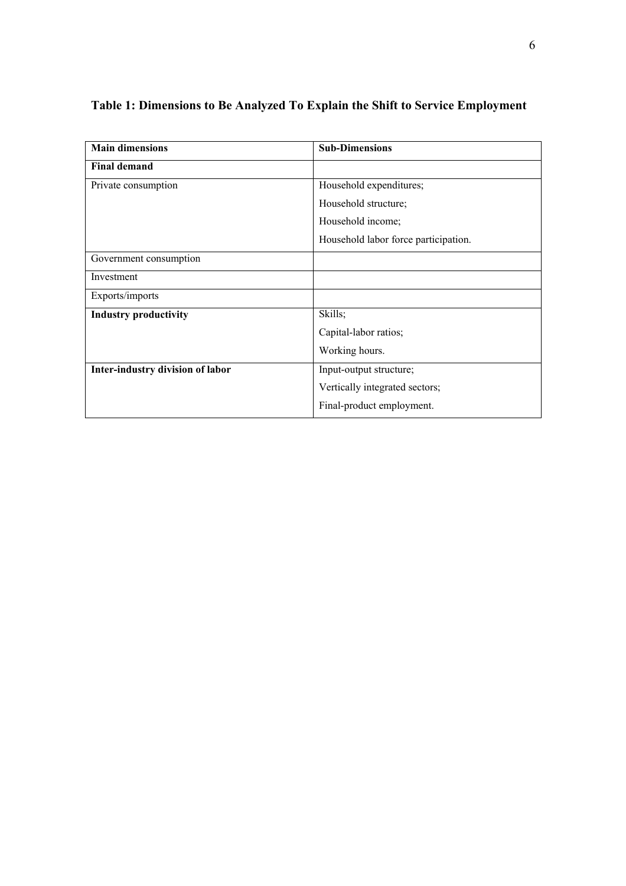**Table 1: Dimensions to Be Analyzed To Explain the Shift to Service Employment**

| **Main dimensions** | **Sub-Dimensions** |
|---|---|
| **Final demand** | |
| Private consumption | Household expenditures;<br>Household structure;<br>Household income;<br>Household labor force participation. |
| Government consumption | |
| Investment | |
| Exports/imports | |
| **Industry productivity** | Skills;<br>Capital-labor ratios;<br>Working hours. |
| **Inter-industry division of labor** | Input-output structure;<br>Vertically integrated sectors;<br>Final-product employment. |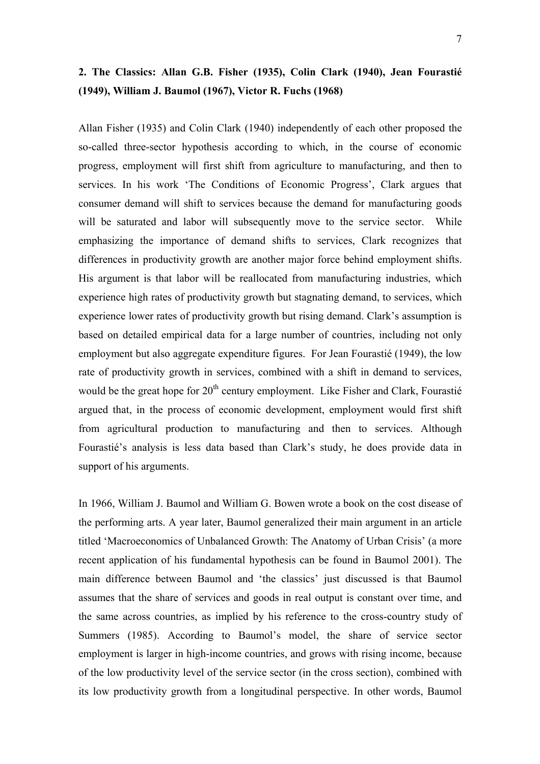## 2. The Classics: Allan G.B. Fisher (1935), Colin Clark (1940), Jean Fourastié (1949), William J. Baumol (1967), Victor R. Fuchs (1968)

Allan Fisher (1935) and Colin Clark (1940) independently of each other proposed the so-called three-sector hypothesis according to which, in the course of economic progress, employment will first shift from agriculture to manufacturing, and then to services. In his work 'The Conditions of Economic Progress', Clark argues that consumer demand will shift to services because the demand for manufacturing goods will be saturated and labor will subsequently move to the service sector. While emphasizing the importance of demand shifts to services, Clark recognizes that differences in productivity growth are another major force behind employment shifts. His argument is that labor will be reallocated from manufacturing industries, which experience high rates of productivity growth but stagnating demand, to services, which experience lower rates of productivity growth but rising demand. Clark's assumption is based on detailed empirical data for a large number of countries, including not only employment but also aggregate expenditure figures. For Jean Fourastié (1949), the low rate of productivity growth in services, combined with a shift in demand to services, would be the great hope for 20th century employment. Like Fisher and Clark, Fourastié argued that, in the process of economic development, employment would first shift from agricultural production to manufacturing and then to services. Although Fourastié's analysis is less data based than Clark's study, he does provide data in support of his arguments.

In 1966, William J. Baumol and William G. Bowen wrote a book on the cost disease of the performing arts. A year later, Baumol generalized their main argument in an article titled 'Macroeconomics of Unbalanced Growth: The Anatomy of Urban Crisis' (a more recent application of his fundamental hypothesis can be found in Baumol 2001). The main difference between Baumol and 'the classics' just discussed is that Baumol assumes that the share of services and goods in real output is constant over time, and the same across countries, as implied by his reference to the cross-country study of Summers (1985). According to Baumol's model, the share of service sector employment is larger in high-income countries, and grows with rising income, because of the low productivity level of the service sector (in the cross section), combined with its low productivity growth from a longitudinal perspective. In other words, Baumol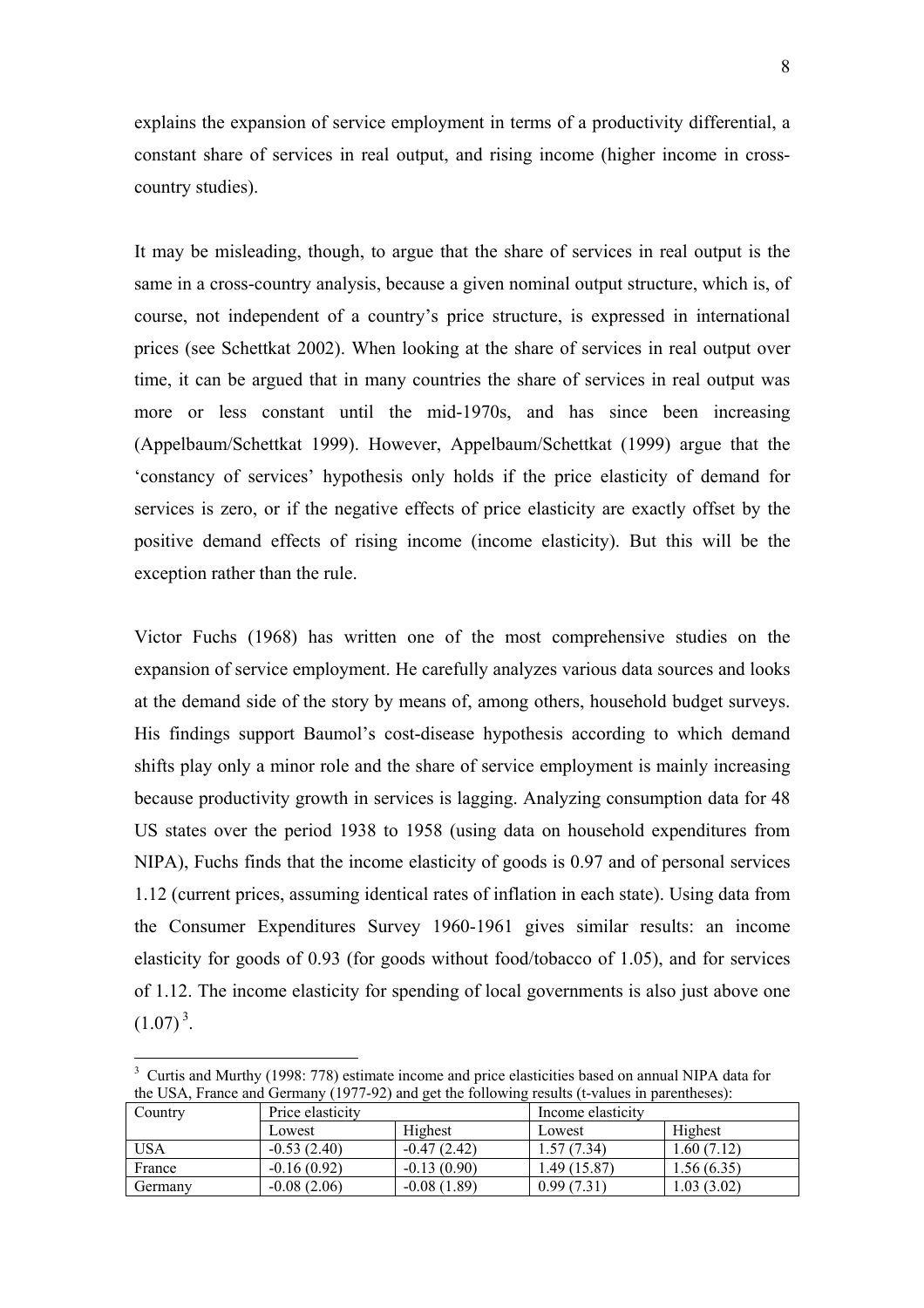explains the expansion of service employment in terms of a productivity differential, a constant share of services in real output, and rising income (higher income in cross-country studies).

It may be misleading, though, to argue that the share of services in real output is the same in a cross-country analysis, because a given nominal output structure, which is, of course, not independent of a country's price structure, is expressed in international prices (see Schettkat 2002). When looking at the share of services in real output over time, it can be argued that in many countries the share of services in real output was more or less constant until the mid-1970s, and has since been increasing (Appelbaum/Schettkat 1999). However, Appelbaum/Schettkat (1999) argue that the 'constancy of services' hypothesis only holds if the price elasticity of demand for services is zero, or if the negative effects of price elasticity are exactly offset by the positive demand effects of rising income (income elasticity). But this will be the exception rather than the rule.

Victor Fuchs (1968) has written one of the most comprehensive studies on the expansion of service employment. He carefully analyzes various data sources and looks at the demand side of the story by means of, among others, household budget surveys. His findings support Baumol's cost-disease hypothesis according to which demand shifts play only a minor role and the share of service employment is mainly increasing because productivity growth in services is lagging. Analyzing consumption data for 48 US states over the period 1938 to 1958 (using data on household expenditures from NIPA), Fuchs finds that the income elasticity of goods is 0.97 and of personal services 1.12 (current prices, assuming identical rates of inflation in each state). Using data from the Consumer Expenditures Survey 1960-1961 gives similar results: an income elasticity for goods of 0.93 (for goods without food/tobacco of 1.05), and for services of 1.12. The income elasticity for spending of local governments is also just above one (1.07)[3].

[3] Curtis and Murthy (1998: 778) estimate income and price elasticities based on annual NIPA data for the USA, France and Germany (1977-92) and get the following results (t-values in parentheses):

| Country | Price elasticity | | Income elasticity | |
|---|---|---|---|---|
| | Lowest | Highest | Lowest | Highest |
| USA | -0.53 (2.40) | -0.47 (2.42) | 1.57 (7.34) | 1.60 (7.12) |
| France | -0.16 (0.92) | -0.13 (0.90) | 1.49 (15.87) | 1.56 (6.35) |
| Germany | -0.08 (2.06) | -0.08 (1.89) | 0.99 (7.31) | 1.03 (3.02) |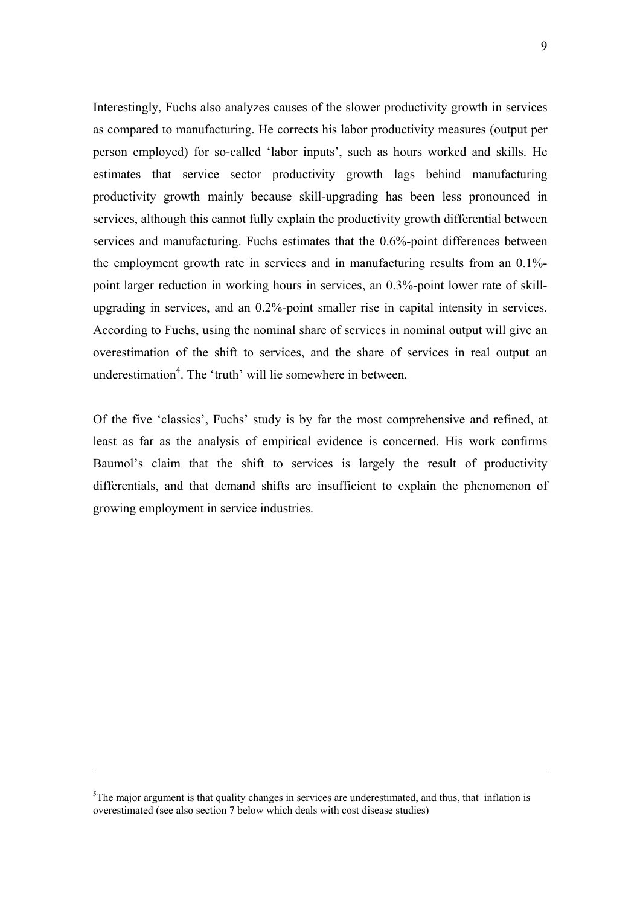Interestingly, Fuchs also analyzes causes of the slower productivity growth in services as compared to manufacturing. He corrects his labor productivity measures (output per person employed) for so-called 'labor inputs', such as hours worked and skills. He estimates that service sector productivity growth lags behind manufacturing productivity growth mainly because skill-upgrading has been less pronounced in services, although this cannot fully explain the productivity growth differential between services and manufacturing. Fuchs estimates that the 0.6%-point differences between the employment growth rate in services and in manufacturing results from an 0.1%-point larger reduction in working hours in services, an 0.3%-point lower rate of skill-upgrading in services, and an 0.2%-point smaller rise in capital intensity in services. According to Fuchs, using the nominal share of services in nominal output will give an overestimation of the shift to services, and the share of services in real output an underestimation[4]. The 'truth' will lie somewhere in between.

Of the five 'classics', Fuchs' study is by far the most comprehensive and refined, at least as far as the analysis of empirical evidence is concerned. His work confirms Baumol's claim that the shift to services is largely the result of productivity differentials, and that demand shifts are insufficient to explain the phenomenon of growing employment in service industries.

---

[5]The major argument is that quality changes in services are underestimated, and thus, that inflation is overestimated (see also section 7 below which deals with cost disease studies)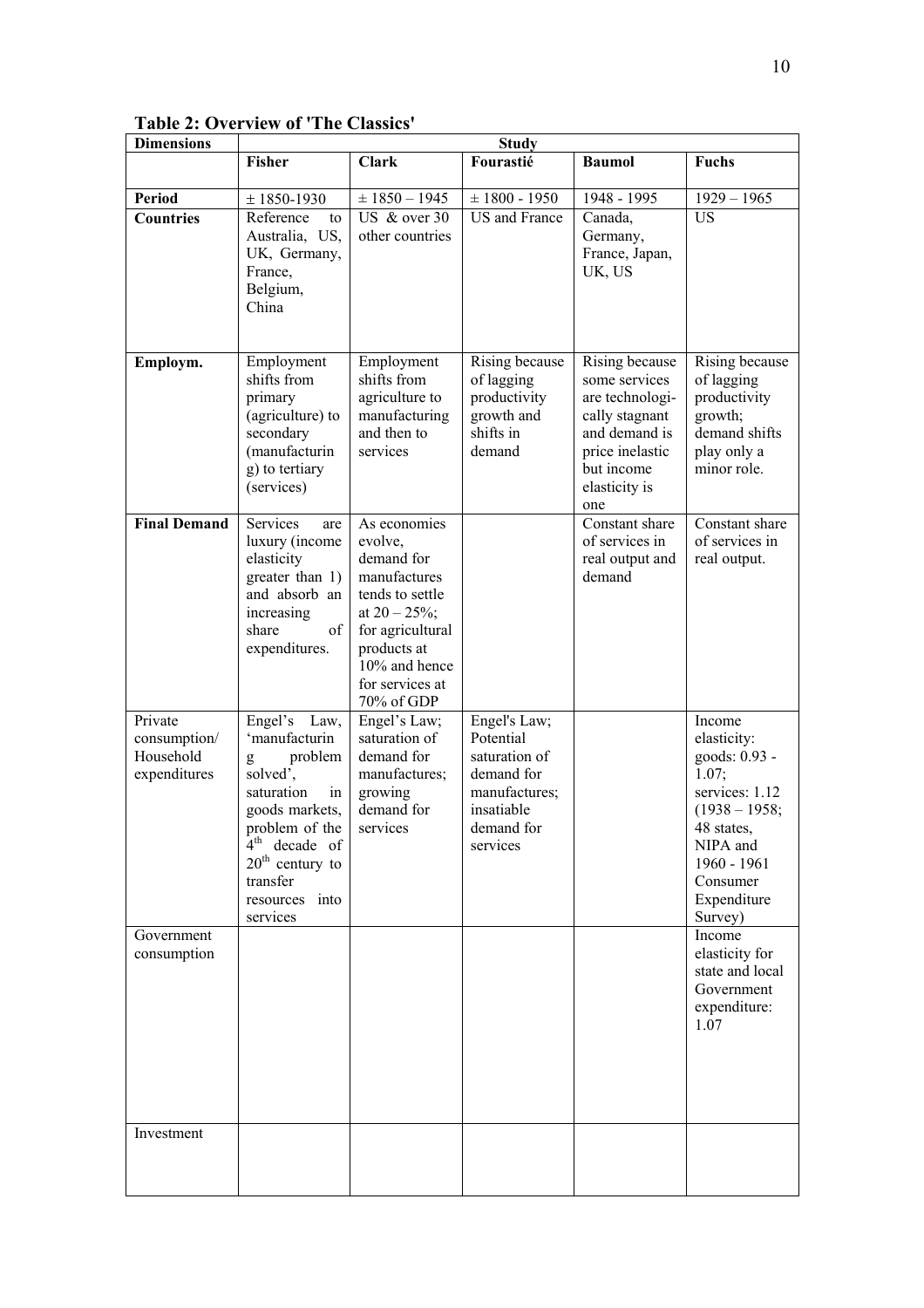**Table 2: Overview of 'The Classics'**

| Dimensions | Study | | | | |
|---|---|---|---|---|---|
| | **Fisher** | **Clark** | **Fourastié** | **Baumol** | **Fuchs** |
| **Period** | ± 1850-1930 | ± 1850 – 1945 | ± 1800 - 1950 | 1948 - 1995 | 1929 – 1965 |
| **Countries** | Reference to Australia, US, UK, Germany, France, Belgium, China | US & over 30 other countries | US and France | Canada, Germany, France, Japan, UK, US | US |
| **Employm.** | Employment shifts from primary (agriculture) to secondary (manufacturing) to tertiary (services) | Employment shifts from agriculture to manufacturing and then to services | Rising because of lagging productivity growth and shifts in demand | Rising because some services are technologically stagnant and demand is price inelastic but income elasticity is one | Rising because of lagging productivity growth; demand shifts play only a minor role. |
| **Final Demand** | Services are luxury (income elasticity greater than 1) and absorb an increasing share of expenditures. | As economies evolve, demand for manufactures tends to settle at 20 – 25%; for agricultural products at 10% and hence for services at 70% of GDP | | Constant share of services in real output and demand | Constant share of services in real output. |
| Private consumption/ Household expenditures | Engel's Law, 'manufacturing problem solved', saturation in goods markets, problem of the 4th decade of 20th century to transfer resources into services | Engel's Law; saturation of demand for manufactures; growing demand for services | Engel's Law; Potential saturation of demand for manufactures; insatiable demand for services | | Income elasticity: goods: 0.93 - 1.07; services: 1.12 (1938 – 1958; 48 states, NIPA and 1960 - 1961 Consumer Expenditure Survey) |
| Government consumption | | | | | Income elasticity for state and local Government expenditure: 1.07 |
| Investment | | | | | |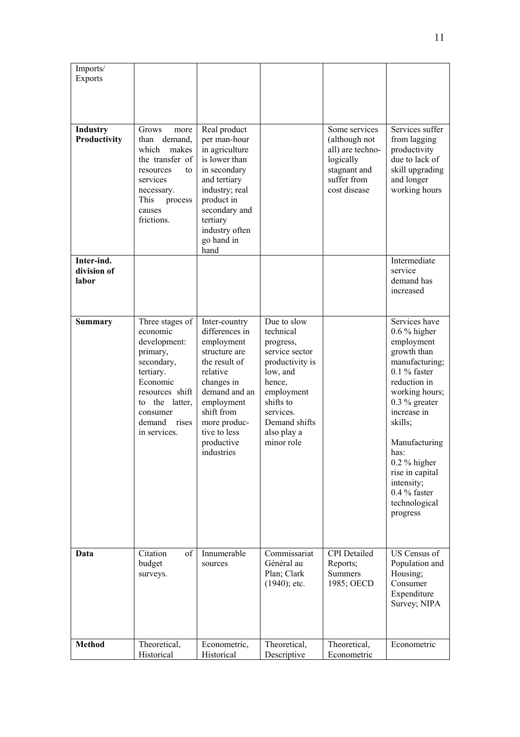| Imports/ Exports | | | | | |
|---|---|---|---|---|---|
| **Industry Productivity** | Grows more than demand, which makes the transfer of resources to services necessary. This process causes frictions. | Real product per man-hour in agriculture is lower than in secondary and tertiary industry; real product in secondary and tertiary industry often go hand in hand | | Some services (although not all) are techno-logically stagnant and suffer from cost disease | Services suffer from lagging productivity due to lack of skill upgrading and longer working hours |
| **Inter-ind. division of labor** | | | | | Intermediate service demand has increased |
| **Summary** | Three stages of economic development: primary, secondary, tertiary. Economic resources shift to the latter, consumer demand rises in services. | Inter-country differences in employment structure are the result of relative changes in demand and an employment shift from more produc-tive to less productive industries | Due to slow technical progress, service sector productivity is low, and hence, employment shifts to services. Demand shifts also play a minor role | | Services have 0.6 % higher employment growth than manufacturing; 0.1 % faster reduction in working hours; 0.3 % greater increase in skills; Manufacturing has: 0.2 % higher rise in capital intensity; 0.4 % faster technological progress |
| **Data** | Citation of budget surveys. | Innumerable sources | Commissariat Général au Plan; Clark (1940); etc. | CPI Detailed Reports; Summers 1985; OECD | US Census of Population and Housing; Consumer Expenditure Survey; NIPA |
| **Method** | Theoretical, Historical | Econometric, Historical | Theoretical, Descriptive | Theoretical, Econometric | Econometric |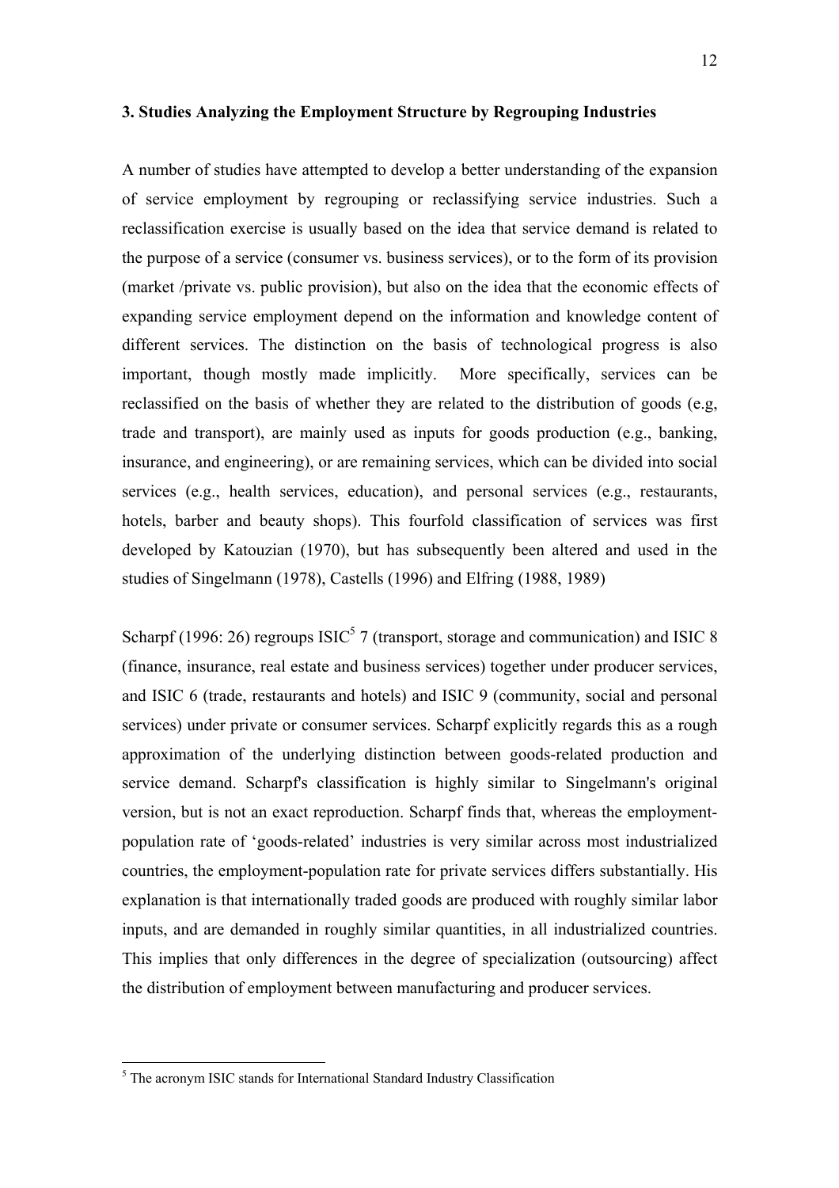### 3. Studies Analyzing the Employment Structure by Regrouping Industries

A number of studies have attempted to develop a better understanding of the expansion of service employment by regrouping or reclassifying service industries. Such a reclassification exercise is usually based on the idea that service demand is related to the purpose of a service (consumer vs. business services), or to the form of its provision (market /private vs. public provision), but also on the idea that the economic effects of expanding service employment depend on the information and knowledge content of different services. The distinction on the basis of technological progress is also important, though mostly made implicitly. More specifically, services can be reclassified on the basis of whether they are related to the distribution of goods (e.g, trade and transport), are mainly used as inputs for goods production (e.g., banking, insurance, and engineering), or are remaining services, which can be divided into social services (e.g., health services, education), and personal services (e.g., restaurants, hotels, barber and beauty shops). This fourfold classification of services was first developed by Katouzian (1970), but has subsequently been altered and used in the studies of Singelmann (1978), Castells (1996) and Elfring (1988, 1989)

Scharpf (1996: 26) regroups ISIC[5] 7 (transport, storage and communication) and ISIC 8 (finance, insurance, real estate and business services) together under producer services, and ISIC 6 (trade, restaurants and hotels) and ISIC 9 (community, social and personal services) under private or consumer services. Scharpf explicitly regards this as a rough approximation of the underlying distinction between goods-related production and service demand. Scharpf's classification is highly similar to Singelmann's original version, but is not an exact reproduction. Scharpf finds that, whereas the employment-population rate of 'goods-related' industries is very similar across most industrialized countries, the employment-population rate for private services differs substantially. His explanation is that internationally traded goods are produced with roughly similar labor inputs, and are demanded in roughly similar quantities, in all industrialized countries. This implies that only differences in the degree of specialization (outsourcing) affect the distribution of employment between manufacturing and producer services.

[5] The acronym ISIC stands for International Standard Industry Classification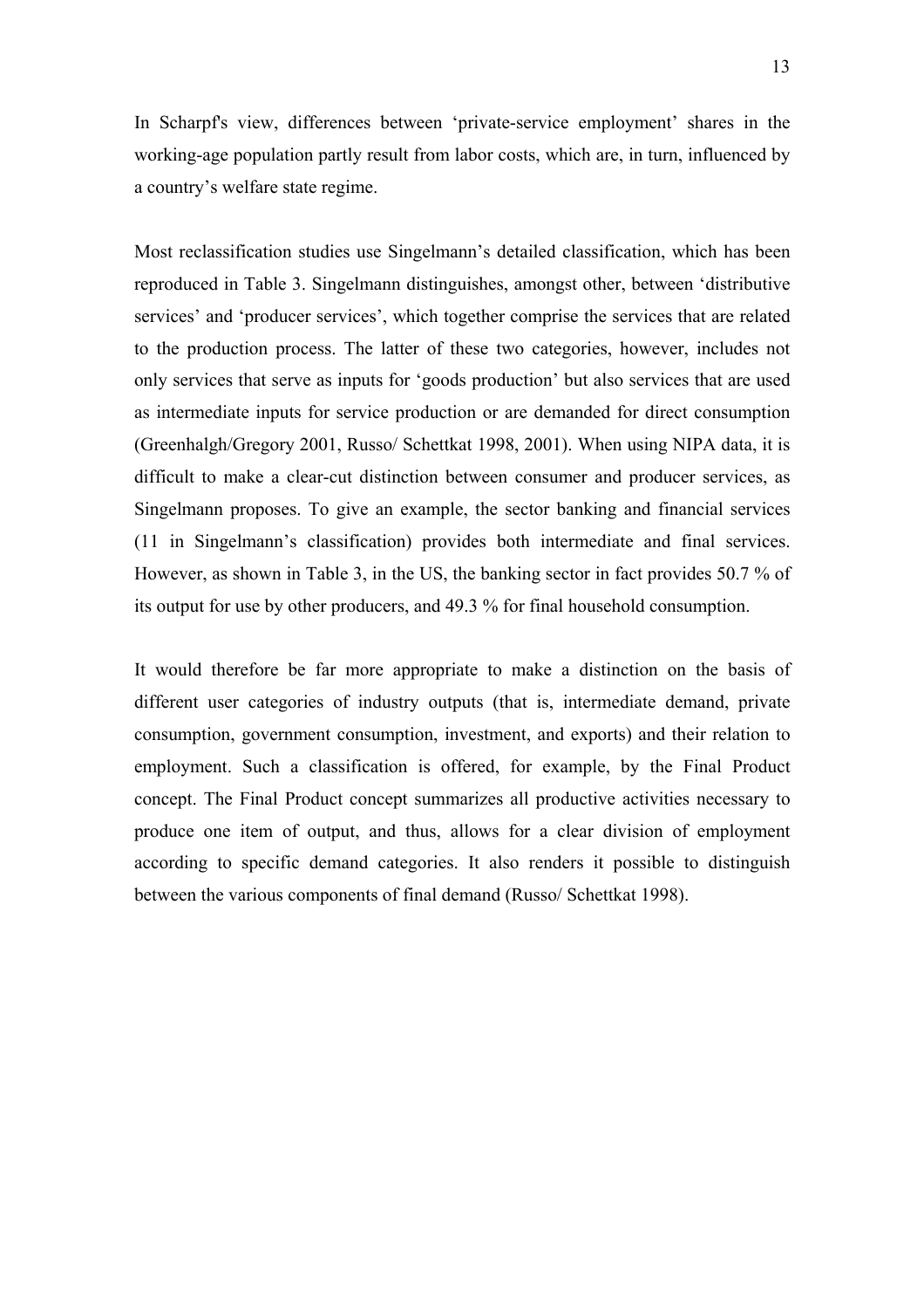In Scharpf's view, differences between 'private-service employment' shares in the working-age population partly result from labor costs, which are, in turn, influenced by a country's welfare state regime.

Most reclassification studies use Singelmann's detailed classification, which has been reproduced in Table 3. Singelmann distinguishes, amongst other, between 'distributive services' and 'producer services', which together comprise the services that are related to the production process. The latter of these two categories, however, includes not only services that serve as inputs for 'goods production' but also services that are used as intermediate inputs for service production or are demanded for direct consumption (Greenhalgh/Gregory 2001, Russo/ Schettkat 1998, 2001). When using NIPA data, it is difficult to make a clear-cut distinction between consumer and producer services, as Singelmann proposes. To give an example, the sector banking and financial services (11 in Singelmann's classification) provides both intermediate and final services. However, as shown in Table 3, in the US, the banking sector in fact provides 50.7 % of its output for use by other producers, and 49.3 % for final household consumption.

It would therefore be far more appropriate to make a distinction on the basis of different user categories of industry outputs (that is, intermediate demand, private consumption, government consumption, investment, and exports) and their relation to employment. Such a classification is offered, for example, by the Final Product concept. The Final Product concept summarizes all productive activities necessary to produce one item of output, and thus, allows for a clear division of employment according to specific demand categories. It also renders it possible to distinguish between the various components of final demand (Russo/ Schettkat 1998).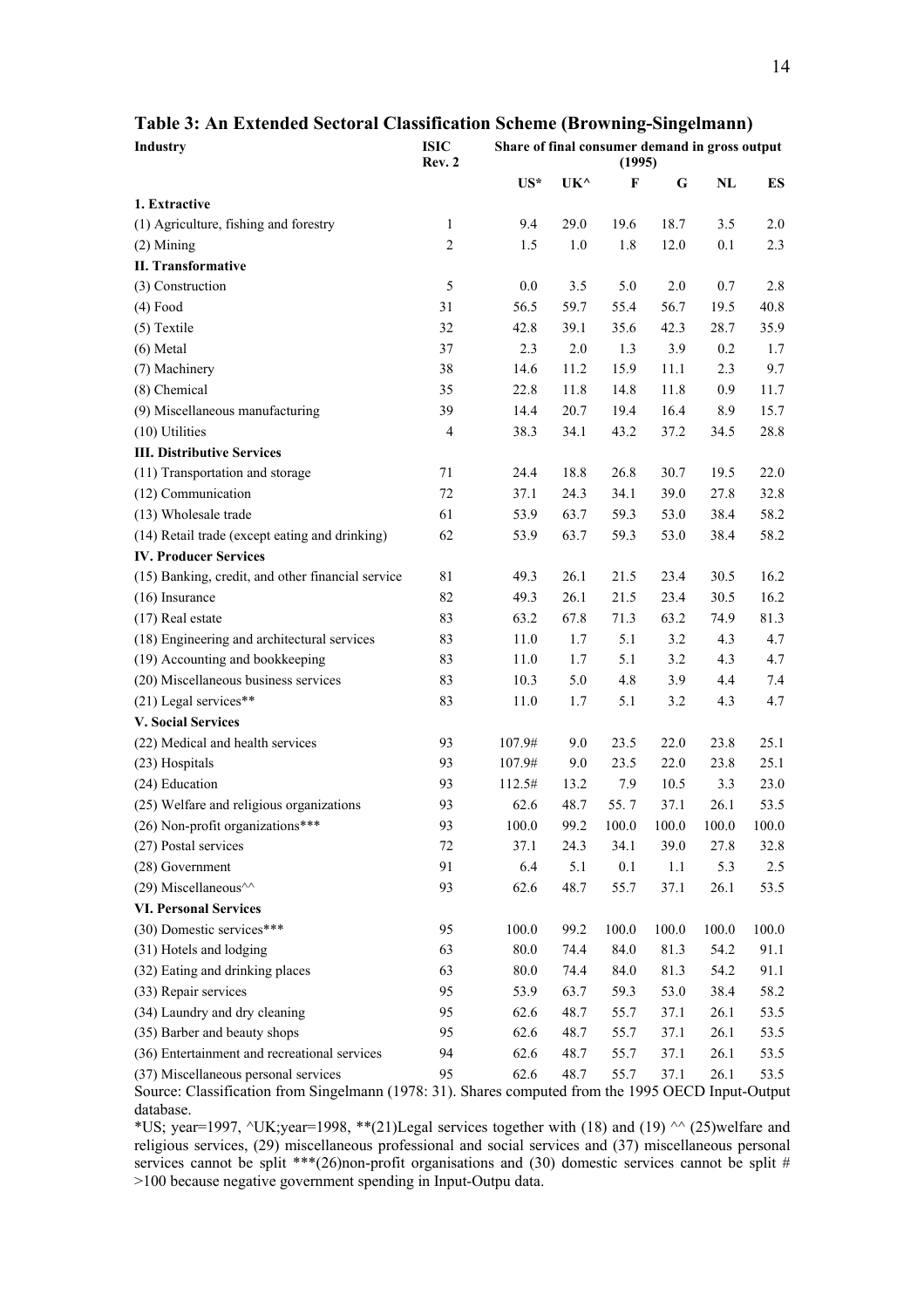## Table 3: An Extended Sectoral Classification Scheme (Browning-Singelmann)

| Industry | ISIC Rev. 2 | Share of final consumer demand in gross output (1995) | | | | | |
|---|---|---|---|---|---|---|---|
| | | US* | UK^ | F | G | NL | ES |
| **1. Extractive** | | | | | | | |
| (1) Agriculture, fishing and forestry | 1 | 9.4 | 29.0 | 19.6 | 18.7 | 3.5 | 2.0 |
| (2) Mining | 2 | 1.5 | 1.0 | 1.8 | 12.0 | 0.1 | 2.3 |
| **II. Transformative** | | | | | | | |
| (3) Construction | 5 | 0.0 | 3.5 | 5.0 | 2.0 | 0.7 | 2.8 |
| (4) Food | 31 | 56.5 | 59.7 | 55.4 | 56.7 | 19.5 | 40.8 |
| (5) Textile | 32 | 42.8 | 39.1 | 35.6 | 42.3 | 28.7 | 35.9 |
| (6) Metal | 37 | 2.3 | 2.0 | 1.3 | 3.9 | 0.2 | 1.7 |
| (7) Machinery | 38 | 14.6 | 11.2 | 15.9 | 11.1 | 2.3 | 9.7 |
| (8) Chemical | 35 | 22.8 | 11.8 | 14.8 | 11.8 | 0.9 | 11.7 |
| (9) Miscellaneous manufacturing | 39 | 14.4 | 20.7 | 19.4 | 16.4 | 8.9 | 15.7 |
| (10) Utilities | 4 | 38.3 | 34.1 | 43.2 | 37.2 | 34.5 | 28.8 |
| **III. Distributive Services** | | | | | | | |
| (11) Transportation and storage | 71 | 24.4 | 18.8 | 26.8 | 30.7 | 19.5 | 22.0 |
| (12) Communication | 72 | 37.1 | 24.3 | 34.1 | 39.0 | 27.8 | 32.8 |
| (13) Wholesale trade | 61 | 53.9 | 63.7 | 59.3 | 53.0 | 38.4 | 58.2 |
| (14) Retail trade (except eating and drinking) | 62 | 53.9 | 63.7 | 59.3 | 53.0 | 38.4 | 58.2 |
| **IV. Producer Services** | | | | | | | |
| (15) Banking, credit, and other financial service | 81 | 49.3 | 26.1 | 21.5 | 23.4 | 30.5 | 16.2 |
| (16) Insurance | 82 | 49.3 | 26.1 | 21.5 | 23.4 | 30.5 | 16.2 |
| (17) Real estate | 83 | 63.2 | 67.8 | 71.3 | 63.2 | 74.9 | 81.3 |
| (18) Engineering and architectural services | 83 | 11.0 | 1.7 | 5.1 | 3.2 | 4.3 | 4.7 |
| (19) Accounting and bookkeeping | 83 | 11.0 | 1.7 | 5.1 | 3.2 | 4.3 | 4.7 |
| (20) Miscellaneous business services | 83 | 10.3 | 5.0 | 4.8 | 3.9 | 4.4 | 7.4 |
| (21) Legal services** | 83 | 11.0 | 1.7 | 5.1 | 3.2 | 4.3 | 4.7 |
| **V. Social Services** | | | | | | | |
| (22) Medical and health services | 93 | 107.9# | 9.0 | 23.5 | 22.0 | 23.8 | 25.1 |
| (23) Hospitals | 93 | 107.9# | 9.0 | 23.5 | 22.0 | 23.8 | 25.1 |
| (24) Education | 93 | 112.5# | 13.2 | 7.9 | 10.5 | 3.3 | 23.0 |
| (25) Welfare and religious organizations | 93 | 62.6 | 48.7 | 55. 7 | 37.1 | 26.1 | 53.5 |
| (26) Non-profit organizations*** | 93 | 100.0 | 99.2 | 100.0 | 100.0 | 100.0 | 100.0 |
| (27) Postal services | 72 | 37.1 | 24.3 | 34.1 | 39.0 | 27.8 | 32.8 |
| (28) Government | 91 | 6.4 | 5.1 | 0.1 | 1.1 | 5.3 | 2.5 |
| (29) Miscellaneous^^ | 93 | 62.6 | 48.7 | 55.7 | 37.1 | 26.1 | 53.5 |
| **VI. Personal Services** | | | | | | | |
| (30) Domestic services*** | 95 | 100.0 | 99.2 | 100.0 | 100.0 | 100.0 | 100.0 |
| (31) Hotels and lodging | 63 | 80.0 | 74.4 | 84.0 | 81.3 | 54.2 | 91.1 |
| (32) Eating and drinking places | 63 | 80.0 | 74.4 | 84.0 | 81.3 | 54.2 | 91.1 |
| (33) Repair services | 95 | 53.9 | 63.7 | 59.3 | 53.0 | 38.4 | 58.2 |
| (34) Laundry and dry cleaning | 95 | 62.6 | 48.7 | 55.7 | 37.1 | 26.1 | 53.5 |
| (35) Barber and beauty shops | 95 | 62.6 | 48.7 | 55.7 | 37.1 | 26.1 | 53.5 |
| (36) Entertainment and recreational services | 94 | 62.6 | 48.7 | 55.7 | 37.1 | 26.1 | 53.5 |
| (37) Miscellaneous personal services | 95 | 62.6 | 48.7 | 55.7 | 37.1 | 26.1 | 53.5 |

Source: Classification from Singelmann (1978: 31). Shares computed from the 1995 OECD Input-Output database.

*US; year=1997, ^UK;year=1998, **(21)Legal services together with (18) and (19) ^^ (25)welfare and religious services, (29) miscellaneous professional and social services and (37) miscellaneous personal services cannot be split ***(26)non-profit organisations and (30) domestic services cannot be split # >100 because negative government spending in Input-Outpu data.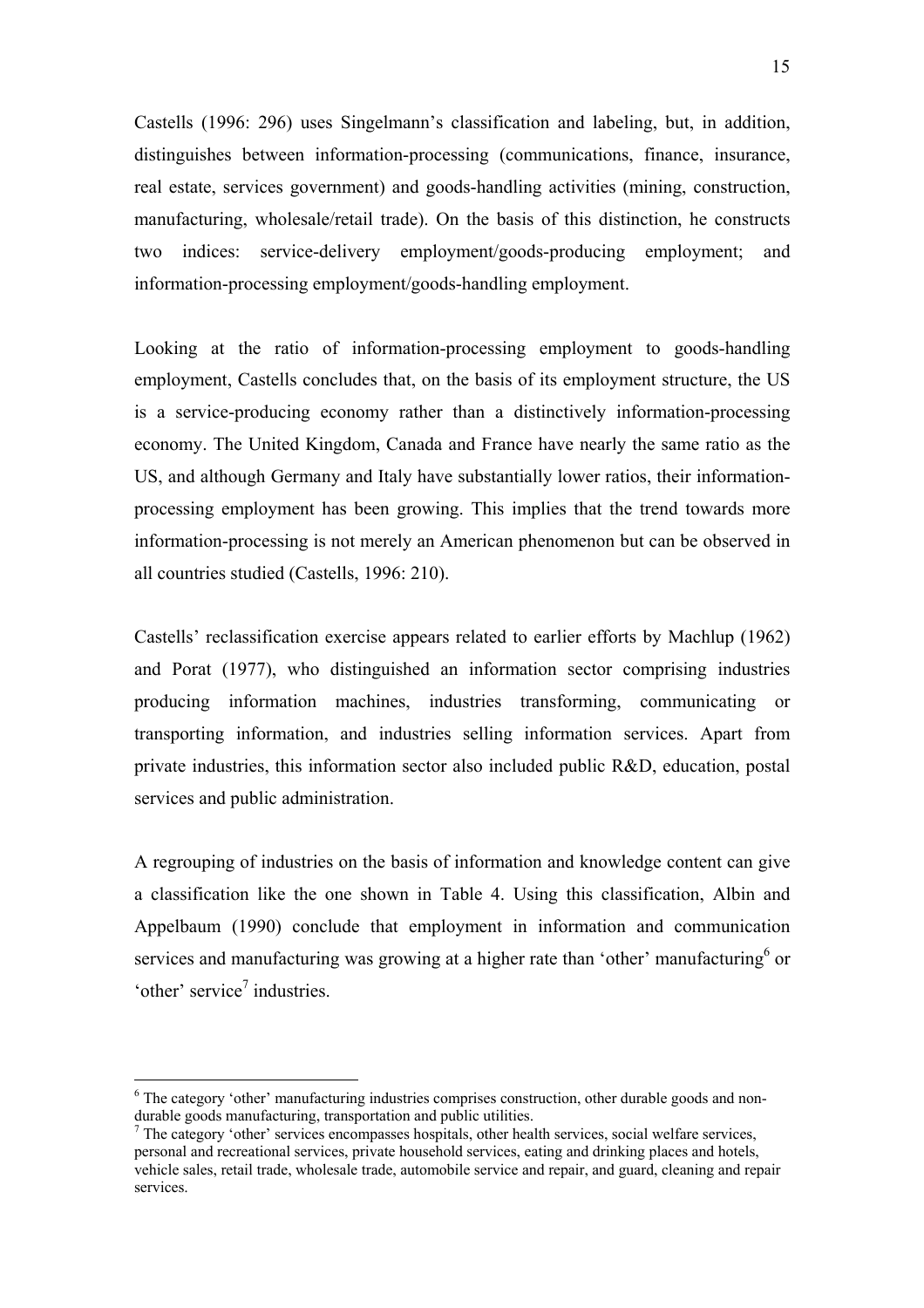Castells (1996: 296) uses Singelmann's classification and labeling, but, in addition, distinguishes between information-processing (communications, finance, insurance, real estate, services government) and goods-handling activities (mining, construction, manufacturing, wholesale/retail trade). On the basis of this distinction, he constructs two indices: service-delivery employment/goods-producing employment; and information-processing employment/goods-handling employment.

Looking at the ratio of information-processing employment to goods-handling employment, Castells concludes that, on the basis of its employment structure, the US is a service-producing economy rather than a distinctively information-processing economy. The United Kingdom, Canada and France have nearly the same ratio as the US, and although Germany and Italy have substantially lower ratios, their information-processing employment has been growing. This implies that the trend towards more information-processing is not merely an American phenomenon but can be observed in all countries studied (Castells, 1996: 210).

Castells' reclassification exercise appears related to earlier efforts by Machlup (1962) and Porat (1977), who distinguished an information sector comprising industries producing information machines, industries transforming, communicating or transporting information, and industries selling information services. Apart from private industries, this information sector also included public R&D, education, postal services and public administration.

A regrouping of industries on the basis of information and knowledge content can give a classification like the one shown in Table 4. Using this classification, Albin and Appelbaum (1990) conclude that employment in information and communication services and manufacturing was growing at a higher rate than 'other' manufacturing[6] or 'other' service[7] industries.

---

[6] The category 'other' manufacturing industries comprises construction, other durable goods and non-durable goods manufacturing, transportation and public utilities.

[7] The category 'other' services encompasses hospitals, other health services, social welfare services, personal and recreational services, private household services, eating and drinking places and hotels, vehicle sales, retail trade, wholesale trade, automobile service and repair, and guard, cleaning and repair services.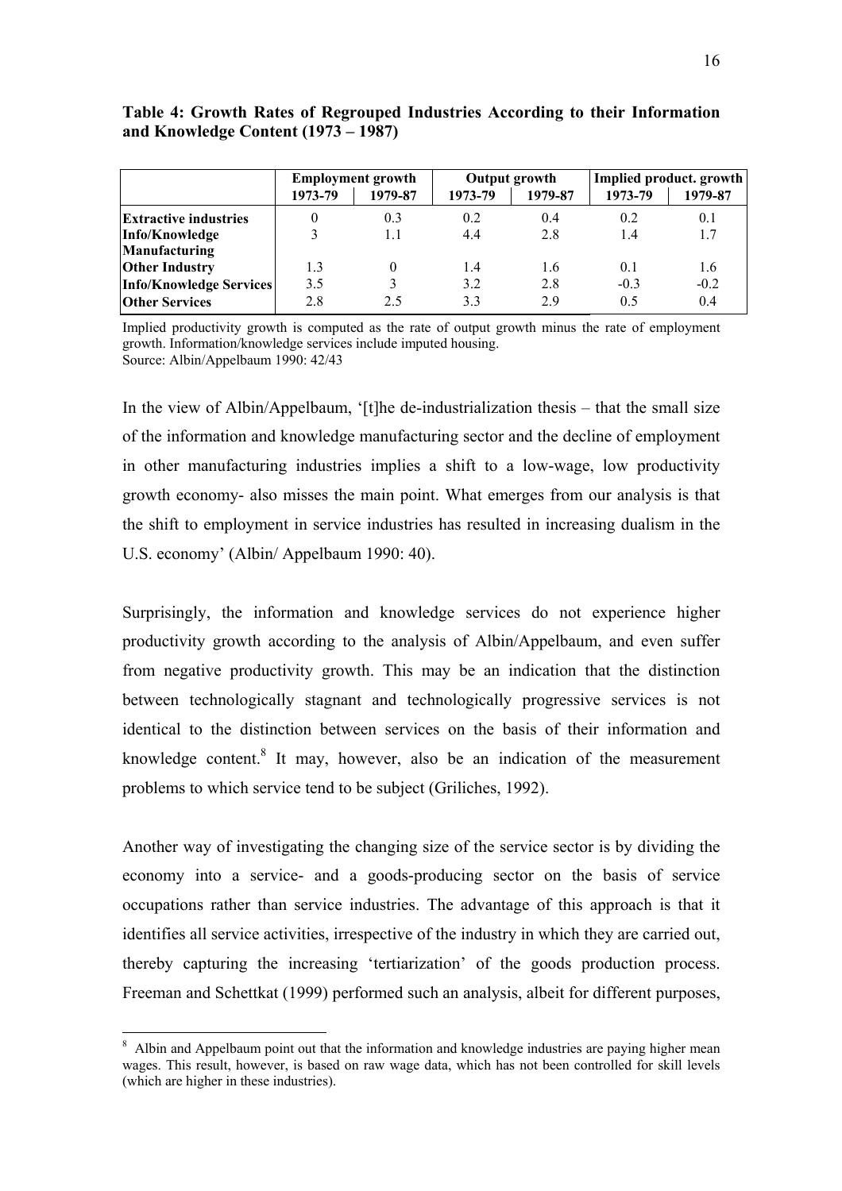**Table 4: Growth Rates of Regrouped Industries According to their Information and Knowledge Content (1973 – 1987)**

| | Employment growth | | Output growth | | Implied product. growth | |
|---|---|---|---|---|---|---|
| | 1973-79 | 1979-87 | 1973-79 | 1979-87 | 1973-79 | 1979-87 |
| **Extractive industries** | 0 | 0.3 | 0.2 | 0.4 | 0.2 | 0.1 |
| **Info/Knowledge Manufacturing** | 3 | 1.1 | 4.4 | 2.8 | 1.4 | 1.7 |
| **Other Industry** | 1.3 | 0 | 1.4 | 1.6 | 0.1 | 1.6 |
| **Info/Knowledge Services** | 3.5 | 3 | 3.2 | 2.8 | -0.3 | -0.2 |
| **Other Services** | 2.8 | 2.5 | 3.3 | 2.9 | 0.5 | 0.4 |

Implied productivity growth is computed as the rate of output growth minus the rate of employment growth. Information/knowledge services include imputed housing.
Source: Albin/Appelbaum 1990: 42/43

In the view of Albin/Appelbaum, '[t]he de-industrialization thesis – that the small size of the information and knowledge manufacturing sector and the decline of employment in other manufacturing industries implies a shift to a low-wage, low productivity growth economy- also misses the main point. What emerges from our analysis is that the shift to employment in service industries has resulted in increasing dualism in the U.S. economy' (Albin/ Appelbaum 1990: 40).

Surprisingly, the information and knowledge services do not experience higher productivity growth according to the analysis of Albin/Appelbaum, and even suffer from negative productivity growth. This may be an indication that the distinction between technologically stagnant and technologically progressive services is not identical to the distinction between services on the basis of their information and knowledge content.[8] It may, however, also be an indication of the measurement problems to which service tend to be subject (Griliches, 1992).

Another way of investigating the changing size of the service sector is by dividing the economy into a service- and a goods-producing sector on the basis of service occupations rather than service industries. The advantage of this approach is that it identifies all service activities, irrespective of the industry in which they are carried out, thereby capturing the increasing 'tertiarization' of the goods production process. Freeman and Schettkat (1999) performed such an analysis, albeit for different purposes,

[8] Albin and Appelbaum point out that the information and knowledge industries are paying higher mean wages. This result, however, is based on raw wage data, which has not been controlled for skill levels (which are higher in these industries).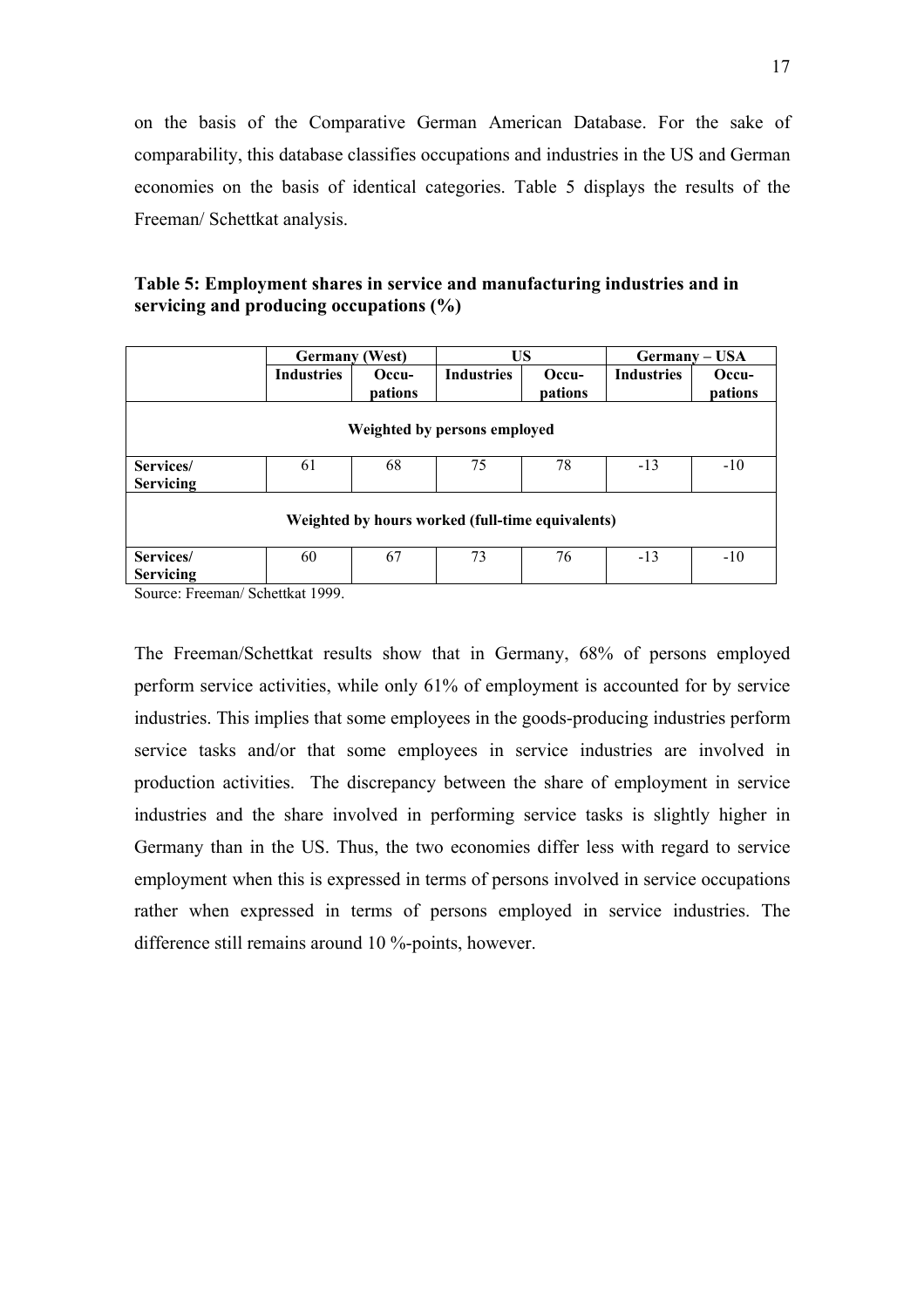on the basis of the Comparative German American Database. For the sake of comparability, this database classifies occupations and industries in the US and German economies on the basis of identical categories. Table 5 displays the results of the Freeman/ Schettkat analysis.

**Table 5: Employment shares in service and manufacturing industries and in servicing and producing occupations (%)**

| | Germany (West) | | US | | Germany – USA | |
|---|---|---|---|---|---|---|
| | **Industries** | **Occu-pations** | **Industries** | **Occu-pations** | **Industries** | **Occu-pations** |
| | | | **Weighted by persons employed** | | | |
| **Services/ Servicing** | 61 | 68 | 75 | 78 | -13 | -10 |
| | | | **Weighted by hours worked (full-time equivalents)** | | | |
| **Services/ Servicing** | 60 | 67 | 73 | 76 | -13 | -10 |

Source: Freeman/ Schettkat 1999.

The Freeman/Schettkat results show that in Germany, 68% of persons employed perform service activities, while only 61% of employment is accounted for by service industries. This implies that some employees in the goods-producing industries perform service tasks and/or that some employees in service industries are involved in production activities. The discrepancy between the share of employment in service industries and the share involved in performing service tasks is slightly higher in Germany than in the US. Thus, the two economies differ less with regard to service employment when this is expressed in terms of persons involved in service occupations rather when expressed in terms of persons employed in service industries. The difference still remains around 10 %-points, however.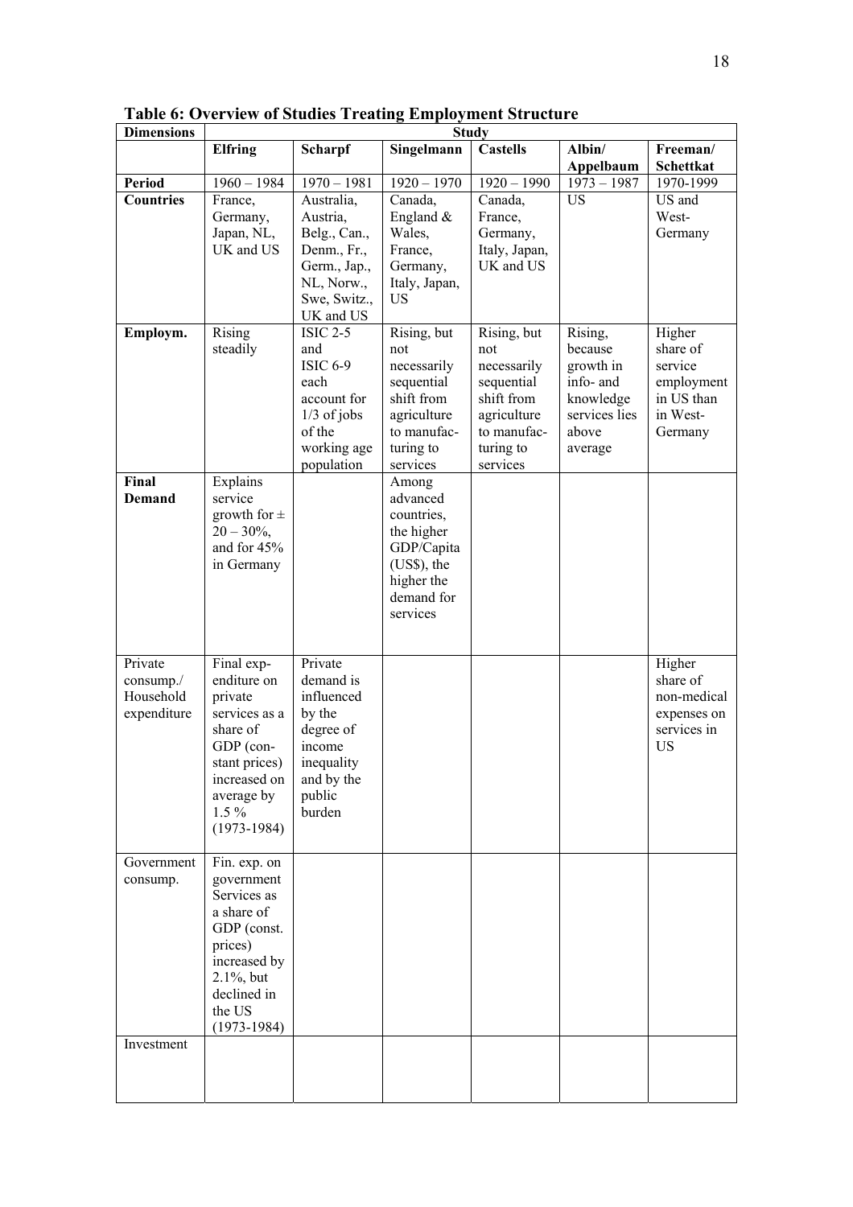**Table 6: Overview of Studies Treating Employment Structure**

| Dimensions | Study | | | | | |
|---|---|---|---|---|---|---|
| | **Elfring** | **Scharpf** | **Singelmann** | **Castells** | **Albin/ Appelbaum** | **Freeman/ Schettkat** |
| **Period** | 1960 – 1984 | 1970 – 1981 | 1920 – 1970 | 1920 – 1990 | 1973 – 1987 | 1970-1999 |
| **Countries** | France, Germany, Japan, NL, UK and US | Australia, Austria, Belg., Can., Denm., Fr., Germ., Jap., NL, Norw., Swe, Switz., UK and US | Canada, England & Wales, France, Germany, Italy, Japan, US | Canada, France, Germany, Italy, Japan, UK and US | US | US and West-Germany |
| **Employm.** | Rising steadily | ISIC 2-5 and ISIC 6-9 each account for 1/3 of jobs of the working age population | Rising, but not necessarily sequential shift from agriculture to manufac-turing to services | Rising, but not necessarily sequential shift from agriculture to manufac-turing to services | Rising, because growth in info- and knowledge services lies above average | Higher share of service employment in US than in West-Germany |
| **Final Demand** | Explains service growth for ± 20 – 30%, and for 45% in Germany | | Among advanced countries, the higher GDP/Capita (US$), the higher the demand for services | | | |
| Private consump./ Household expenditure | Final exp-enditure on private services as a share of GDP (con-stant prices) increased on average by 1.5 % (1973-1984) | Private demand is influenced by the degree of income inequality and by the public burden | | | | Higher share of non-medical expenses on services in US |
| Government consump. | Fin. exp. on government Services as a share of GDP (const. prices) increased by 2.1%, but declined in the US (1973-1984) | | | | | |
| Investment | | | | | | |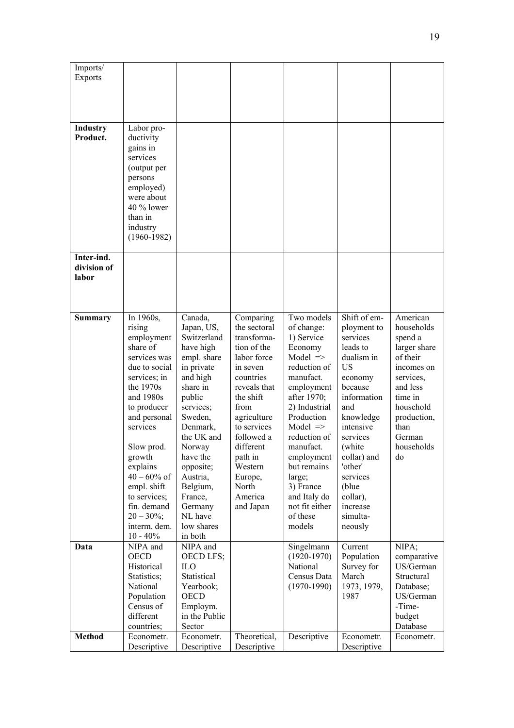| | | | | | | |
|---|---|---|---|---|---|---|
| Imports/ Exports | | | | | | |
| **Industry Product.** | Labor productivity gains in services (output per persons employed) were about 40 % lower than in industry (1960-1982) | | | | | |
| **Inter-ind. division of labor** | | | | | | |
| **Summary** | In 1960s, rising employment share of services was due to social services; in the 1970s and 1980s to producer and personal services<br><br>Slow prod. growth explains 40 – 60% of empl. shift to services; fin. demand 20 – 30%; interm. dem. 10 - 40% | Canada, Japan, US, Switzerland have high empl. share in private and high share in public services; Sweden, Denmark, the UK and Norway have the opposite; Austria, Belgium, France, Germany NL have low shares in both | Comparing the sectoral transformation of the labor force in seven countries reveals that the shift from agriculture to services followed a different path in Western Europe, North America and Japan | Two models of change: 1) Service Economy Model => reduction of manufact. employment after 1970; 2) Industrial Production Model => reduction of manufact. employment but remains large; 3) France and Italy do not fit either of these models | Shift of employment to services leads to dualism in US economy because information and knowledge intensive services (white collar) and 'other' services (blue collar), increase simultaneously | American households spend a larger share of their incomes on services, and less time in household production, than German households do |
| **Data** | NIPA and OECD Historical Statistics; National Population Census of different countries; | NIPA and OECD LFS; ILO Statistical Yearbook; OECD Employm. in the Public Sector | | Singelmann (1920-1970) National Census Data (1970-1990) | Current Population Survey for March 1973, 1979, 1987 | NIPA; comparative US/German Structural Database; US/German -Time-budget Database |
| **Method** | Econometr. Descriptive | Econometr. Descriptive | Theoretical, Descriptive | Descriptive | Econometr. Descriptive | Econometr. |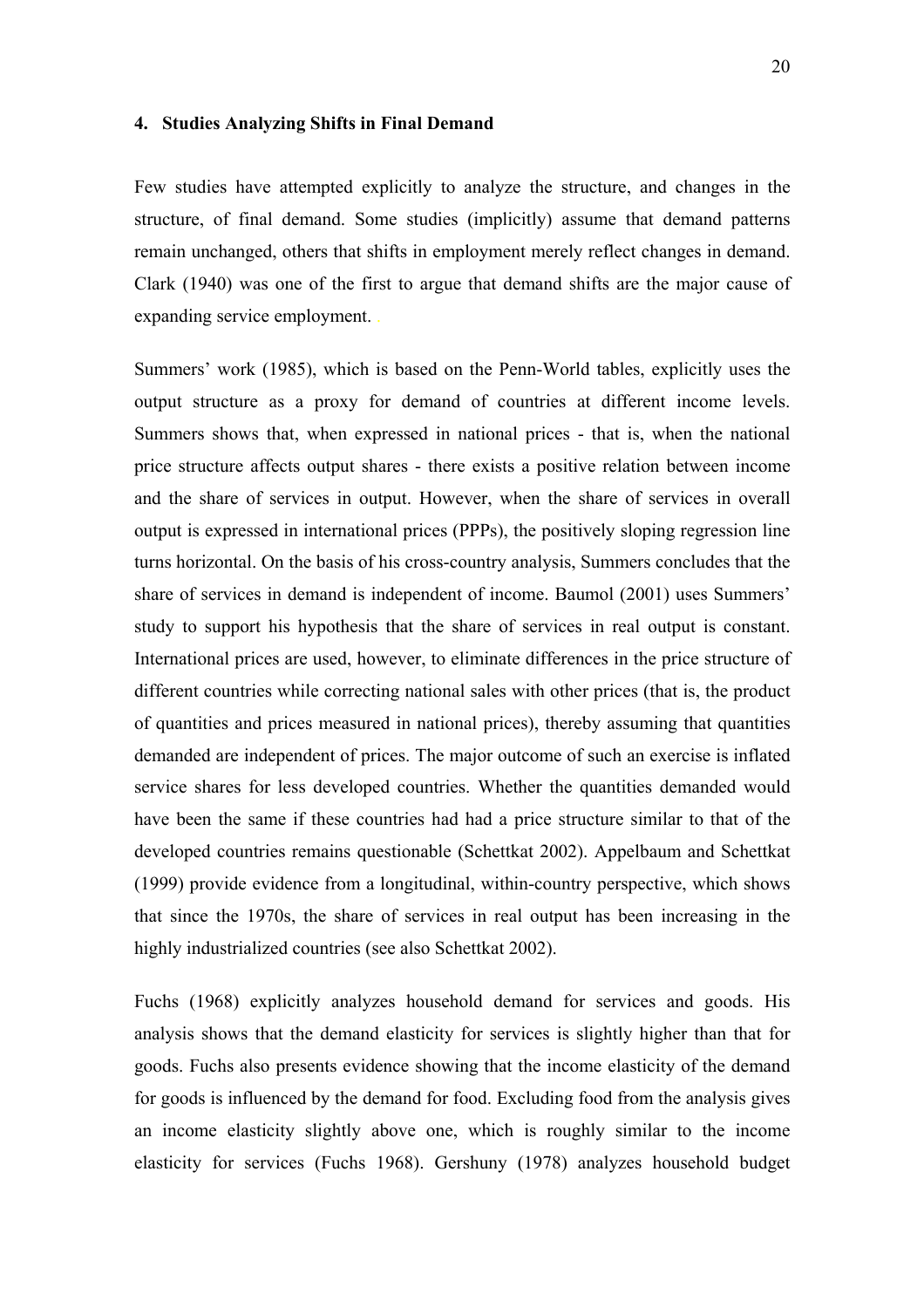## 4. Studies Analyzing Shifts in Final Demand

Few studies have attempted explicitly to analyze the structure, and changes in the structure, of final demand. Some studies (implicitly) assume that demand patterns remain unchanged, others that shifts in employment merely reflect changes in demand. Clark (1940) was one of the first to argue that demand shifts are the major cause of expanding service employment.

Summers' work (1985), which is based on the Penn-World tables, explicitly uses the output structure as a proxy for demand of countries at different income levels. Summers shows that, when expressed in national prices - that is, when the national price structure affects output shares - there exists a positive relation between income and the share of services in output. However, when the share of services in overall output is expressed in international prices (PPPs), the positively sloping regression line turns horizontal. On the basis of his cross-country analysis, Summers concludes that the share of services in demand is independent of income. Baumol (2001) uses Summers' study to support his hypothesis that the share of services in real output is constant. International prices are used, however, to eliminate differences in the price structure of different countries while correcting national sales with other prices (that is, the product of quantities and prices measured in national prices), thereby assuming that quantities demanded are independent of prices. The major outcome of such an exercise is inflated service shares for less developed countries. Whether the quantities demanded would have been the same if these countries had had a price structure similar to that of the developed countries remains questionable (Schettkat 2002). Appelbaum and Schettkat (1999) provide evidence from a longitudinal, within-country perspective, which shows that since the 1970s, the share of services in real output has been increasing in the highly industrialized countries (see also Schettkat 2002).

Fuchs (1968) explicitly analyzes household demand for services and goods. His analysis shows that the demand elasticity for services is slightly higher than that for goods. Fuchs also presents evidence showing that the income elasticity of the demand for goods is influenced by the demand for food. Excluding food from the analysis gives an income elasticity slightly above one, which is roughly similar to the income elasticity for services (Fuchs 1968). Gershuny (1978) analyzes household budget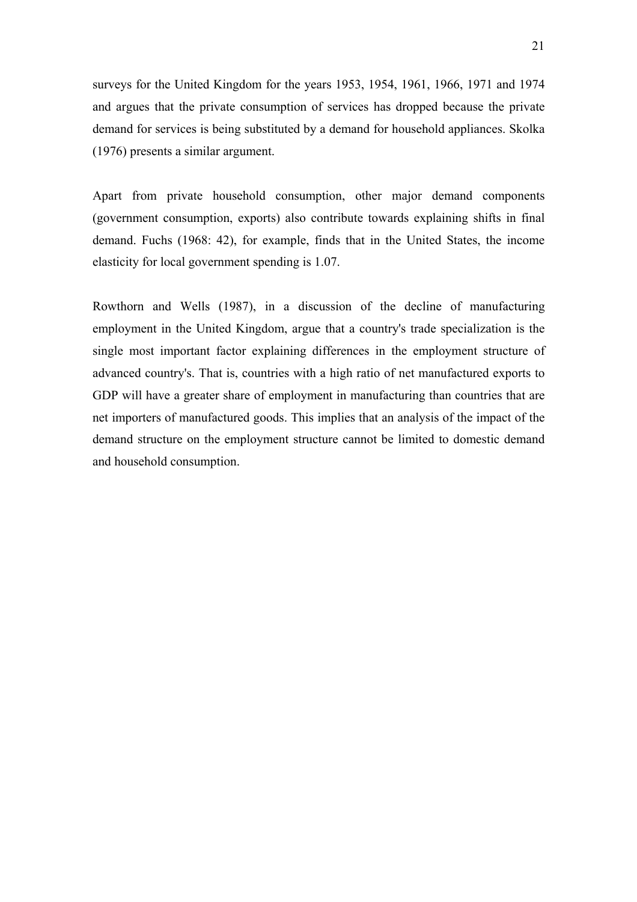surveys for the United Kingdom for the years 1953, 1954, 1961, 1966, 1971 and 1974 and argues that the private consumption of services has dropped because the private demand for services is being substituted by a demand for household appliances. Skolka (1976) presents a similar argument.

Apart from private household consumption, other major demand components (government consumption, exports) also contribute towards explaining shifts in final demand. Fuchs (1968: 42), for example, finds that in the United States, the income elasticity for local government spending is 1.07.

Rowthorn and Wells (1987), in a discussion of the decline of manufacturing employment in the United Kingdom, argue that a country's trade specialization is the single most important factor explaining differences in the employment structure of advanced country's. That is, countries with a high ratio of net manufactured exports to GDP will have a greater share of employment in manufacturing than countries that are net importers of manufactured goods. This implies that an analysis of the impact of the demand structure on the employment structure cannot be limited to domestic demand and household consumption.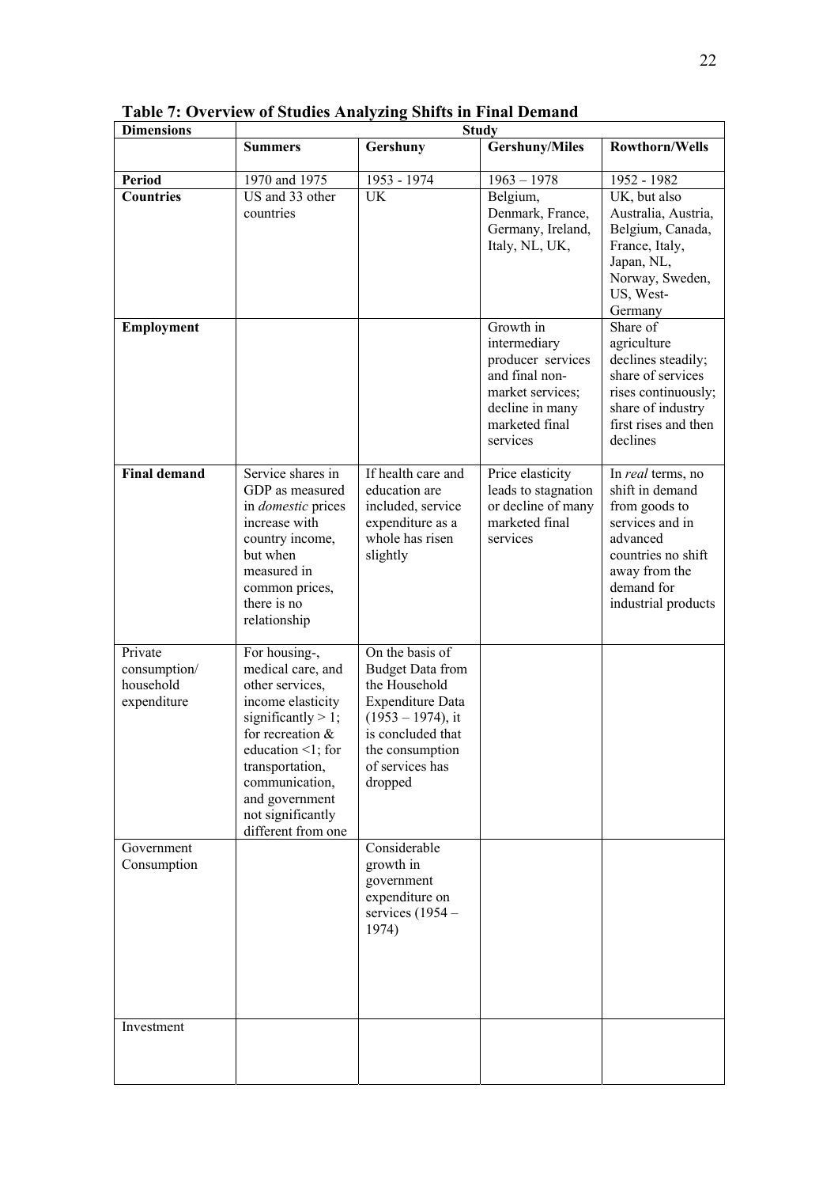**Table 7: Overview of Studies Analyzing Shifts in Final Demand**

| **Dimensions** | **Study** | | | |
|---|---|---|---|---|
| | **Summers** | **Gershuny** | **Gershuny/Miles** | **Rowthorn/Wells** |
| **Period** | 1970 and 1975 | 1953 - 1974 | 1963 – 1978 | 1952 - 1982 |
| **Countries** | US and 33 other countries | UK | Belgium, Denmark, France, Germany, Ireland, Italy, NL, UK, | UK, but also Australia, Austria, Belgium, Canada, France, Italy, Japan, NL, Norway, Sweden, US, West-Germany |
| **Employment** | | | Growth in intermediary producer services and final non-market services; decline in many marketed final services | Share of agriculture declines steadily; share of services rises continuously; share of industry first rises and then declines |
| **Final demand** | Service shares in GDP as measured in *domestic* prices increase with country income, but when measured in common prices, there is no relationship | If health care and education are included, service expenditure as a whole has risen slightly | Price elasticity leads to stagnation or decline of many marketed final services | In *real* terms, no shift in demand from goods to services and in advanced countries no shift away from the demand for industrial products |
| Private consumption/ household expenditure | For housing-, medical care, and other services, income elasticity significantly > 1; for recreation & education <1; for transportation, communication, and government not significantly different from one | On the basis of Budget Data from the Household Expenditure Data (1953 – 1974), it is concluded that the consumption of services has dropped | | |
| Government Consumption | | Considerable growth in government expenditure on services (1954 – 1974) | | |
| Investment | | | | |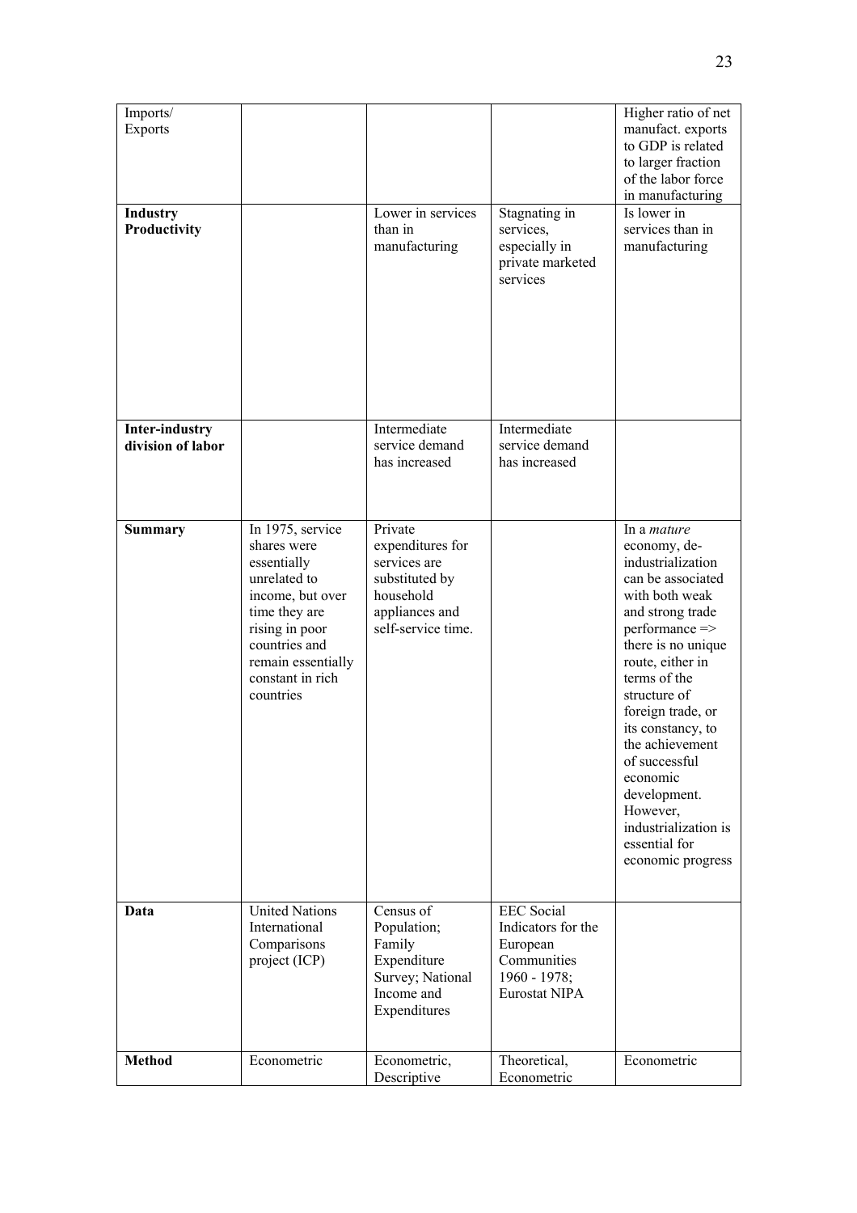| Imports/ Exports | | | | Higher ratio of net manufact. exports to GDP is related to larger fraction of the labor force in manufacturing |
|---|---|---|---|---|
| **Industry Productivity** | | Lower in services than in manufacturing | Stagnating in services, especially in private marketed services | Is lower in services than in manufacturing |
| **Inter-industry division of labor** | | Intermediate service demand has increased | Intermediate service demand has increased | |
| **Summary** | In 1975, service shares were essentially unrelated to income, but over time they are rising in poor countries and remain essentially constant in rich countries | Private expenditures for services are substituted by household appliances and self-service time. | | In a *mature* economy, de-industrialization can be associated with both weak and strong trade performance => there is no unique route, either in terms of the structure of foreign trade, or its constancy, to the achievement of successful economic development. However, industrialization is essential for economic progress |
| **Data** | United Nations International Comparisons project (ICP) | Census of Population; Family Expenditure Survey; National Income and Expenditures | EEC Social Indicators for the European Communities 1960 - 1978; Eurostat NIPA | |
| **Method** | Econometric | Econometric, Descriptive | Theoretical, Econometric | Econometric |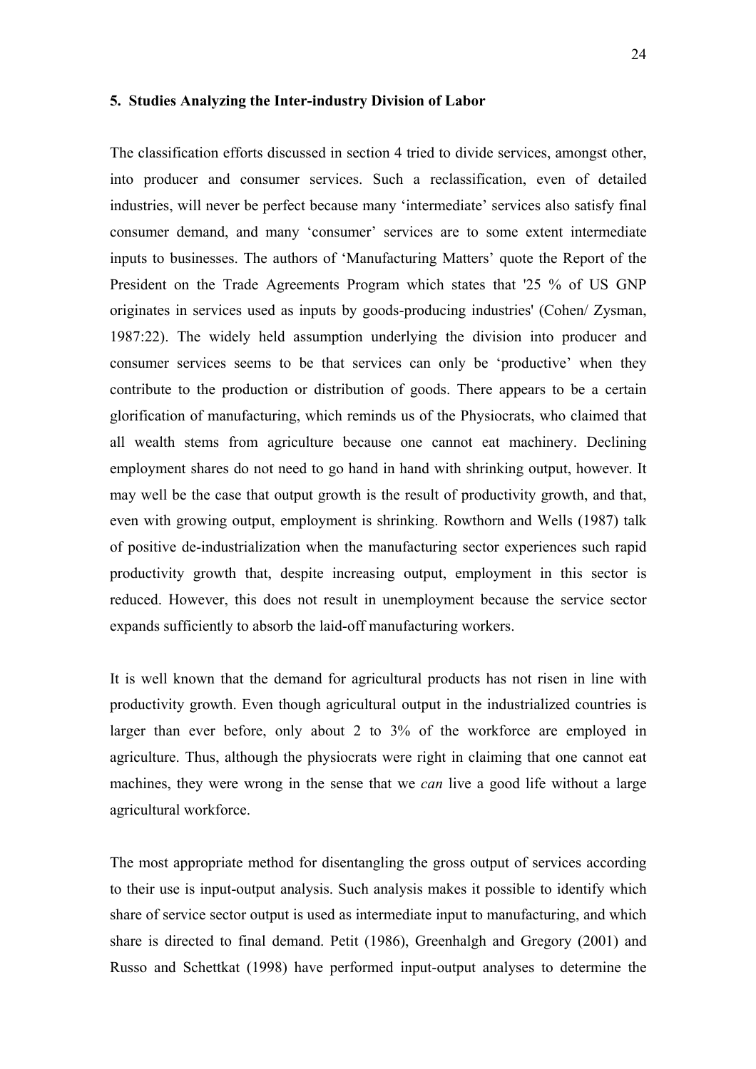## 5. Studies Analyzing the Inter-industry Division of Labor

The classification efforts discussed in section 4 tried to divide services, amongst other, into producer and consumer services. Such a reclassification, even of detailed industries, will never be perfect because many 'intermediate' services also satisfy final consumer demand, and many 'consumer' services are to some extent intermediate inputs to businesses. The authors of 'Manufacturing Matters' quote the Report of the President on the Trade Agreements Program which states that '25 % of US GNP originates in services used as inputs by goods-producing industries' (Cohen/ Zysman, 1987:22). The widely held assumption underlying the division into producer and consumer services seems to be that services can only be 'productive' when they contribute to the production or distribution of goods. There appears to be a certain glorification of manufacturing, which reminds us of the Physiocrats, who claimed that all wealth stems from agriculture because one cannot eat machinery. Declining employment shares do not need to go hand in hand with shrinking output, however. It may well be the case that output growth is the result of productivity growth, and that, even with growing output, employment is shrinking. Rowthorn and Wells (1987) talk of positive de-industrialization when the manufacturing sector experiences such rapid productivity growth that, despite increasing output, employment in this sector is reduced. However, this does not result in unemployment because the service sector expands sufficiently to absorb the laid-off manufacturing workers.

It is well known that the demand for agricultural products has not risen in line with productivity growth. Even though agricultural output in the industrialized countries is larger than ever before, only about 2 to 3% of the workforce are employed in agriculture. Thus, although the physiocrats were right in claiming that one cannot eat machines, they were wrong in the sense that we *can* live a good life without a large agricultural workforce.

The most appropriate method for disentangling the gross output of services according to their use is input-output analysis. Such analysis makes it possible to identify which share of service sector output is used as intermediate input to manufacturing, and which share is directed to final demand. Petit (1986), Greenhalgh and Gregory (2001) and Russo and Schettkat (1998) have performed input-output analyses to determine the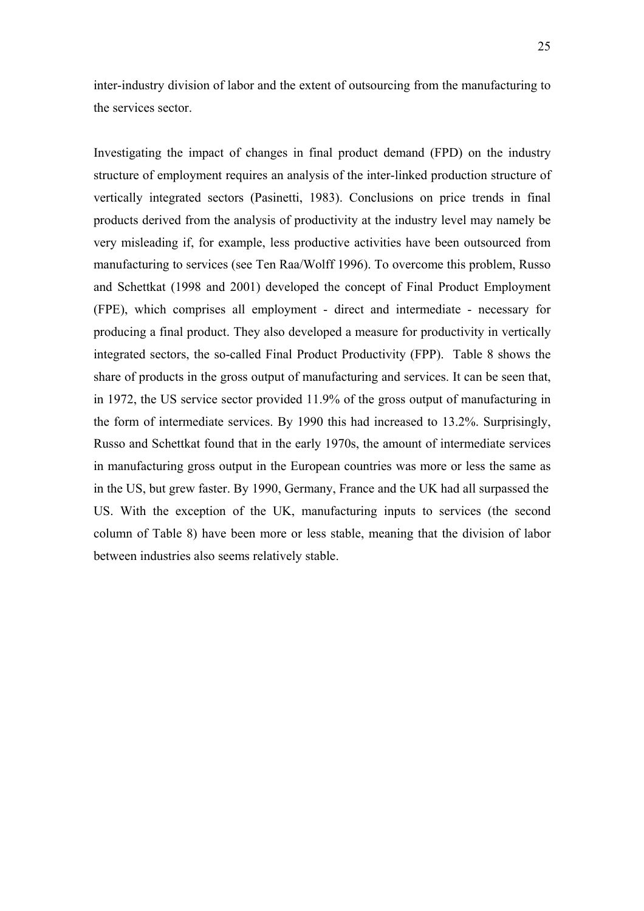inter-industry division of labor and the extent of outsourcing from the manufacturing to the services sector.

Investigating the impact of changes in final product demand (FPD) on the industry structure of employment requires an analysis of the inter-linked production structure of vertically integrated sectors (Pasinetti, 1983). Conclusions on price trends in final products derived from the analysis of productivity at the industry level may namely be very misleading if, for example, less productive activities have been outsourced from manufacturing to services (see Ten Raa/Wolff 1996). To overcome this problem, Russo and Schettkat (1998 and 2001) developed the concept of Final Product Employment (FPE), which comprises all employment - direct and intermediate - necessary for producing a final product. They also developed a measure for productivity in vertically integrated sectors, the so-called Final Product Productivity (FPP). Table 8 shows the share of products in the gross output of manufacturing and services. It can be seen that, in 1972, the US service sector provided 11.9% of the gross output of manufacturing in the form of intermediate services. By 1990 this had increased to 13.2%. Surprisingly, Russo and Schettkat found that in the early 1970s, the amount of intermediate services in manufacturing gross output in the European countries was more or less the same as in the US, but grew faster. By 1990, Germany, France and the UK had all surpassed the US. With the exception of the UK, manufacturing inputs to services (the second column of Table 8) have been more or less stable, meaning that the division of labor between industries also seems relatively stable.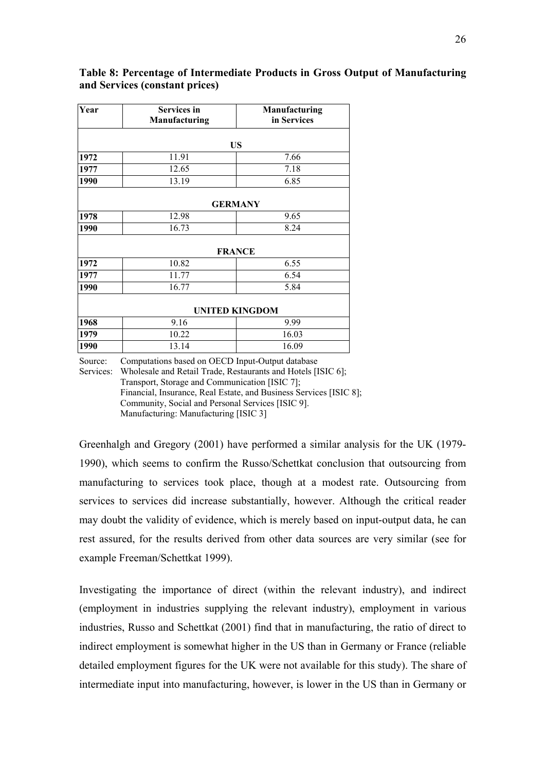**Table 8: Percentage of Intermediate Products in Gross Output of Manufacturing and Services (constant prices)**

| Year | Services in Manufacturing | Manufacturing in Services |
|---|---|---|
| **US** | | |
| 1972 | 11.91 | 7.66 |
| 1977 | 12.65 | 7.18 |
| 1990 | 13.19 | 6.85 |
| **GERMANY** | | |
| 1978 | 12.98 | 9.65 |
| 1990 | 16.73 | 8.24 |
| **FRANCE** | | |
| 1972 | 10.82 | 6.55 |
| 1977 | 11.77 | 6.54 |
| 1990 | 16.77 | 5.84 |
| **UNITED KINGDOM** | | |
| 1968 | 9.16 | 9.99 |
| 1979 | 10.22 | 16.03 |
| 1990 | 13.14 | 16.09 |

Source: Computations based on OECD Input-Output database
Services: Wholesale and Retail Trade, Restaurants and Hotels [ISIC 6]; Transport, Storage and Communication [ISIC 7]; Financial, Insurance, Real Estate, and Business Services [ISIC 8]; Community, Social and Personal Services [ISIC 9].
Manufacturing: Manufacturing [ISIC 3]

Greenhalgh and Gregory (2001) have performed a similar analysis for the UK (1979-1990), which seems to confirm the Russo/Schettkat conclusion that outsourcing from manufacturing to services took place, though at a modest rate. Outsourcing from services to services did increase substantially, however. Although the critical reader may doubt the validity of evidence, which is merely based on input-output data, he can rest assured, for the results derived from other data sources are very similar (see for example Freeman/Schettkat 1999).

Investigating the importance of direct (within the relevant industry), and indirect (employment in industries supplying the relevant industry), employment in various industries, Russo and Schettkat (2001) find that in manufacturing, the ratio of direct to indirect employment is somewhat higher in the US than in Germany or France (reliable detailed employment figures for the UK were not available for this study). The share of intermediate input into manufacturing, however, is lower in the US than in Germany or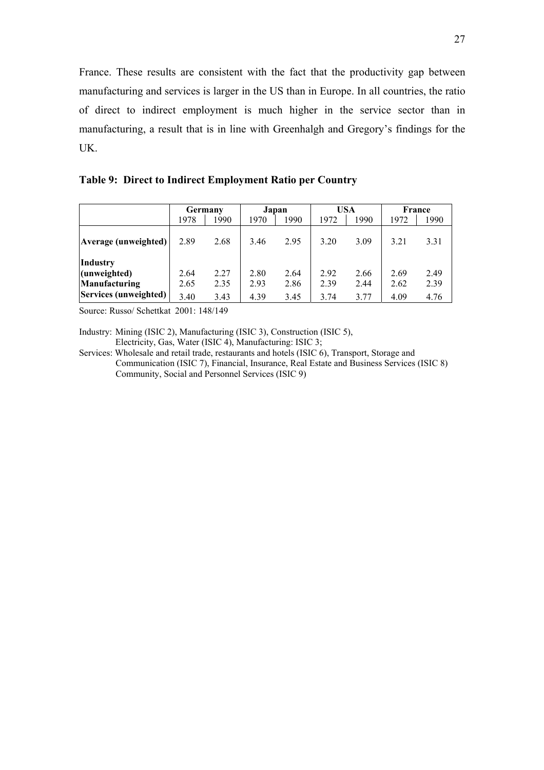France. These results are consistent with the fact that the productivity gap between manufacturing and services is larger in the US than in Europe. In all countries, the ratio of direct to indirect employment is much higher in the service sector than in manufacturing, a result that is in line with Greenhalgh and Gregory's findings for the UK.

**Table 9: Direct to Indirect Employment Ratio per Country**

| | Germany | | Japan | | USA | | France | |
|---|---|---|---|---|---|---|---|---|
| | 1978 | 1990 | 1970 | 1990 | 1972 | 1990 | 1972 | 1990 |
| **Average (unweighted)** | 2.89 | 2.68 | 3.46 | 2.95 | 3.20 | 3.09 | 3.21 | 3.31 |
| **Industry (unweighted)** | 2.64 | 2.27 | 2.80 | 2.64 | 2.92 | 2.66 | 2.69 | 2.49 |
| **Manufacturing** | 2.65 | 2.35 | 2.93 | 2.86 | 2.39 | 2.44 | 2.62 | 2.39 |
| **Services (unweighted)** | 3.40 | 3.43 | 4.39 | 3.45 | 3.74 | 3.77 | 4.09 | 4.76 |

Source: Russo/ Schettkat 2001: 148/149

Industry: Mining (ISIC 2), Manufacturing (ISIC 3), Construction (ISIC 5), Electricity, Gas, Water (ISIC 4), Manufacturing: ISIC 3;

Services: Wholesale and retail trade, restaurants and hotels (ISIC 6), Transport, Storage and Communication (ISIC 7), Financial, Insurance, Real Estate and Business Services (ISIC 8) Community, Social and Personnel Services (ISIC 9)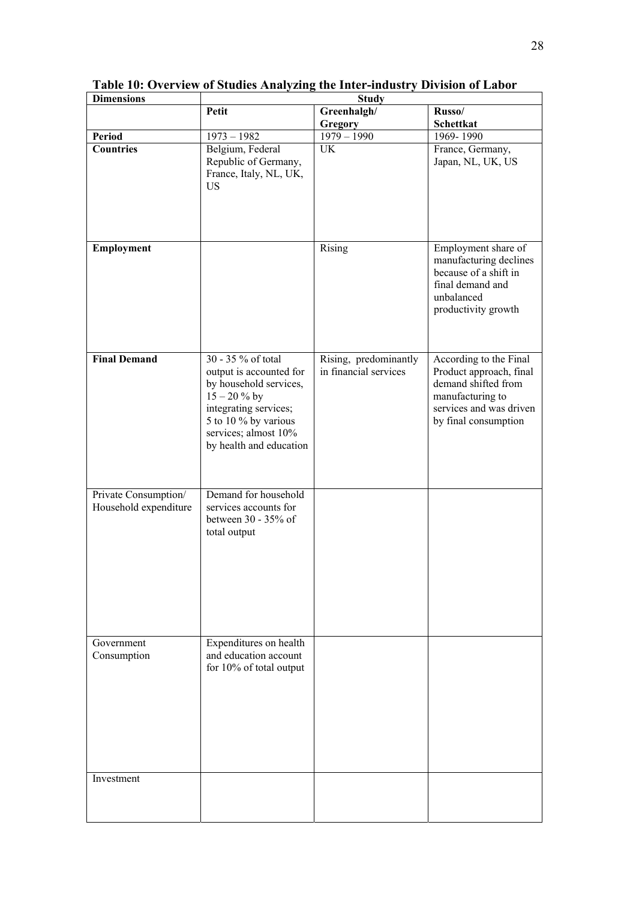**Table 10: Overview of Studies Analyzing the Inter-industry Division of Labor**

| Dimensions | Study | | |
|---|---|---|---|
| | **Petit** | **Greenhalgh/ Gregory** | **Russo/ Schettkat** |
| **Period** | 1973 – 1982 | 1979 – 1990 | 1969- 1990 |
| **Countries** | Belgium, Federal Republic of Germany, France, Italy, NL, UK, US | UK | France, Germany, Japan, NL, UK, US |
| **Employment** | | Rising | Employment share of manufacturing declines because of a shift in final demand and unbalanced productivity growth |
| **Final Demand** | 30 - 35 % of total output is accounted for by household services, 15 – 20 % by integrating services; 5 to 10 % by various services; almost 10% by health and education | Rising, predominantly in financial services | According to the Final Product approach, final demand shifted from manufacturing to services and was driven by final consumption |
| Private Consumption/ Household expenditure | Demand for household services accounts for between 30 - 35% of total output | | |
| Government Consumption | Expenditures on health and education account for 10% of total output | | |
| Investment | | | |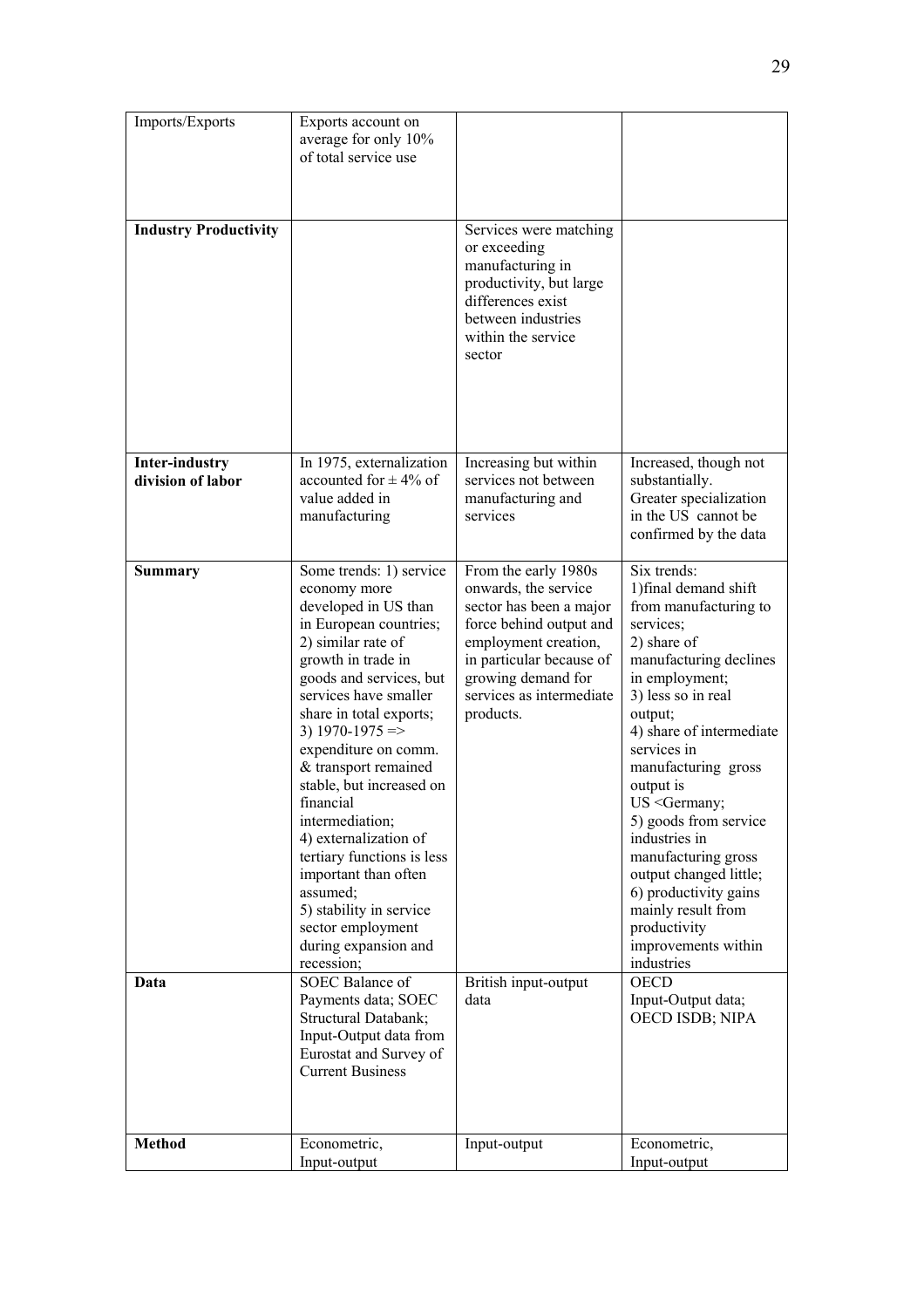| | | | |
|---|---|---|---|
| Imports/Exports | Exports account on average for only 10% of total service use | | |
| **Industry Productivity** | | Services were matching or exceeding manufacturing in productivity, but large differences exist between industries within the service sector | |
| **Inter-industry division of labor** | In 1975, externalization accounted for ± 4% of value added in manufacturing | Increasing but within services not between manufacturing and services | Increased, though not substantially. Greater specialization in the US cannot be confirmed by the data |
| **Summary** | Some trends: 1) service economy more developed in US than in European countries; 2) similar rate of growth in trade in goods and services, but services have smaller share in total exports; 3) 1970-1975 => expenditure on comm. & transport remained stable, but increased on financial intermediation; 4) externalization of tertiary functions is less important than often assumed; 5) stability in service sector employment during expansion and recession; | From the early 1980s onwards, the service sector has been a major force behind output and employment creation, in particular because of growing demand for services as intermediate products. | Six trends: 1)final demand shift from manufacturing to services; 2) share of manufacturing declines in employment; 3) less so in real output; 4) share of intermediate services in manufacturing gross output is US <Germany; 5) goods from service industries in manufacturing gross output changed little; 6) productivity gains mainly result from productivity improvements within industries |
| **Data** | SOEC Balance of Payments data; SOEC Structural Databank; Input-Output data from Eurostat and Survey of Current Business | British input-output data | OECD Input-Output data; OECD ISDB; NIPA |
| **Method** | Econometric, Input-output | Input-output | Econometric, Input-output |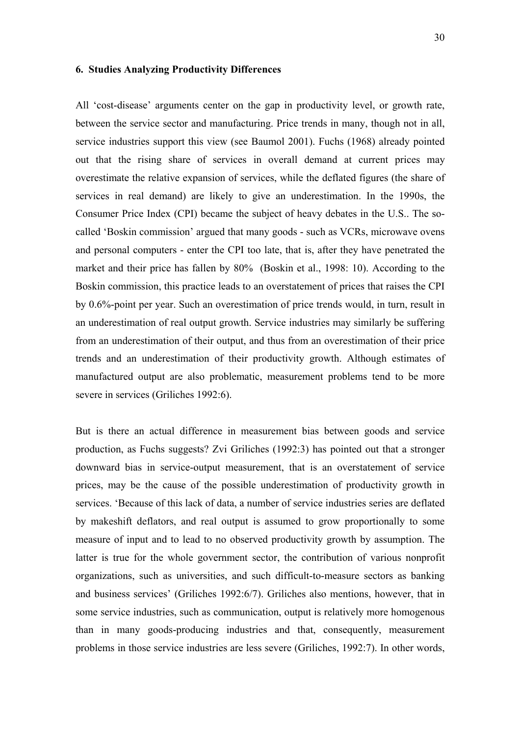## 6. Studies Analyzing Productivity Differences

All 'cost-disease' arguments center on the gap in productivity level, or growth rate, between the service sector and manufacturing. Price trends in many, though not in all, service industries support this view (see Baumol 2001). Fuchs (1968) already pointed out that the rising share of services in overall demand at current prices may overestimate the relative expansion of services, while the deflated figures (the share of services in real demand) are likely to give an underestimation. In the 1990s, the Consumer Price Index (CPI) became the subject of heavy debates in the U.S.. The so-called 'Boskin commission' argued that many goods - such as VCRs, microwave ovens and personal computers - enter the CPI too late, that is, after they have penetrated the market and their price has fallen by 80% (Boskin et al., 1998: 10). According to the Boskin commission, this practice leads to an overstatement of prices that raises the CPI by 0.6%-point per year. Such an overestimation of price trends would, in turn, result in an underestimation of real output growth. Service industries may similarly be suffering from an underestimation of their output, and thus from an overestimation of their price trends and an underestimation of their productivity growth. Although estimates of manufactured output are also problematic, measurement problems tend to be more severe in services (Griliches 1992:6).

But is there an actual difference in measurement bias between goods and service production, as Fuchs suggests? Zvi Griliches (1992:3) has pointed out that a stronger downward bias in service-output measurement, that is an overstatement of service prices, may be the cause of the possible underestimation of productivity growth in services. 'Because of this lack of data, a number of service industries series are deflated by makeshift deflators, and real output is assumed to grow proportionally to some measure of input and to lead to no observed productivity growth by assumption. The latter is true for the whole government sector, the contribution of various nonprofit organizations, such as universities, and such difficult-to-measure sectors as banking and business services' (Griliches 1992:6/7). Griliches also mentions, however, that in some service industries, such as communication, output is relatively more homogenous than in many goods-producing industries and that, consequently, measurement problems in those service industries are less severe (Griliches, 1992:7). In other words,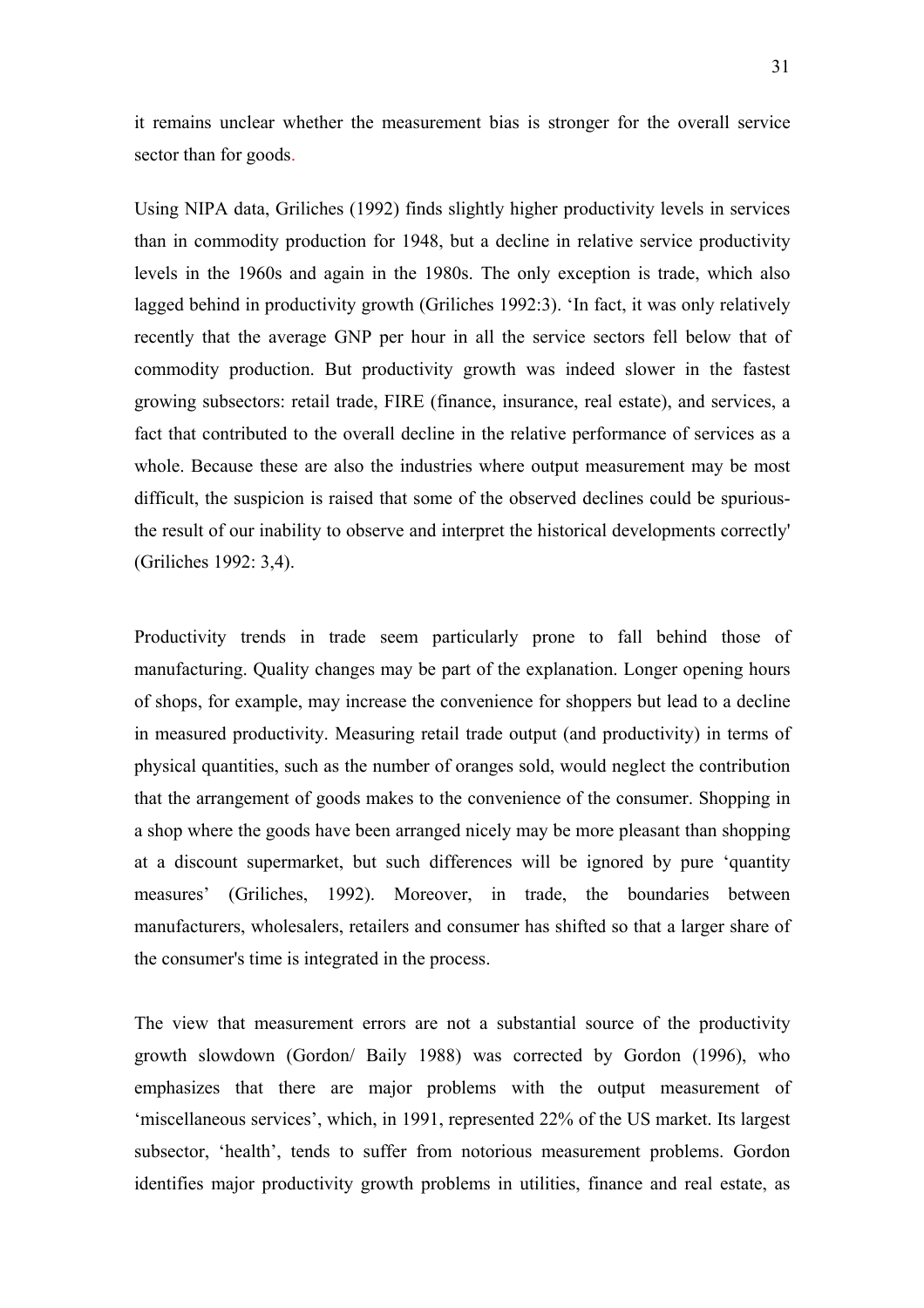it remains unclear whether the measurement bias is stronger for the overall service sector than for goods.

Using NIPA data, Griliches (1992) finds slightly higher productivity levels in services than in commodity production for 1948, but a decline in relative service productivity levels in the 1960s and again in the 1980s. The only exception is trade, which also lagged behind in productivity growth (Griliches 1992:3). 'In fact, it was only relatively recently that the average GNP per hour in all the service sectors fell below that of commodity production. But productivity growth was indeed slower in the fastest growing subsectors: retail trade, FIRE (finance, insurance, real estate), and services, a fact that contributed to the overall decline in the relative performance of services as a whole. Because these are also the industries where output measurement may be most difficult, the suspicion is raised that some of the observed declines could be spurious- the result of our inability to observe and interpret the historical developments correctly' (Griliches 1992: 3,4).

Productivity trends in trade seem particularly prone to fall behind those of manufacturing. Quality changes may be part of the explanation. Longer opening hours of shops, for example, may increase the convenience for shoppers but lead to a decline in measured productivity. Measuring retail trade output (and productivity) in terms of physical quantities, such as the number of oranges sold, would neglect the contribution that the arrangement of goods makes to the convenience of the consumer. Shopping in a shop where the goods have been arranged nicely may be more pleasant than shopping at a discount supermarket, but such differences will be ignored by pure 'quantity measures' (Griliches, 1992). Moreover, in trade, the boundaries between manufacturers, wholesalers, retailers and consumer has shifted so that a larger share of the consumer's time is integrated in the process.

The view that measurement errors are not a substantial source of the productivity growth slowdown (Gordon/ Baily 1988) was corrected by Gordon (1996), who emphasizes that there are major problems with the output measurement of 'miscellaneous services', which, in 1991, represented 22% of the US market. Its largest subsector, 'health', tends to suffer from notorious measurement problems. Gordon identifies major productivity growth problems in utilities, finance and real estate, as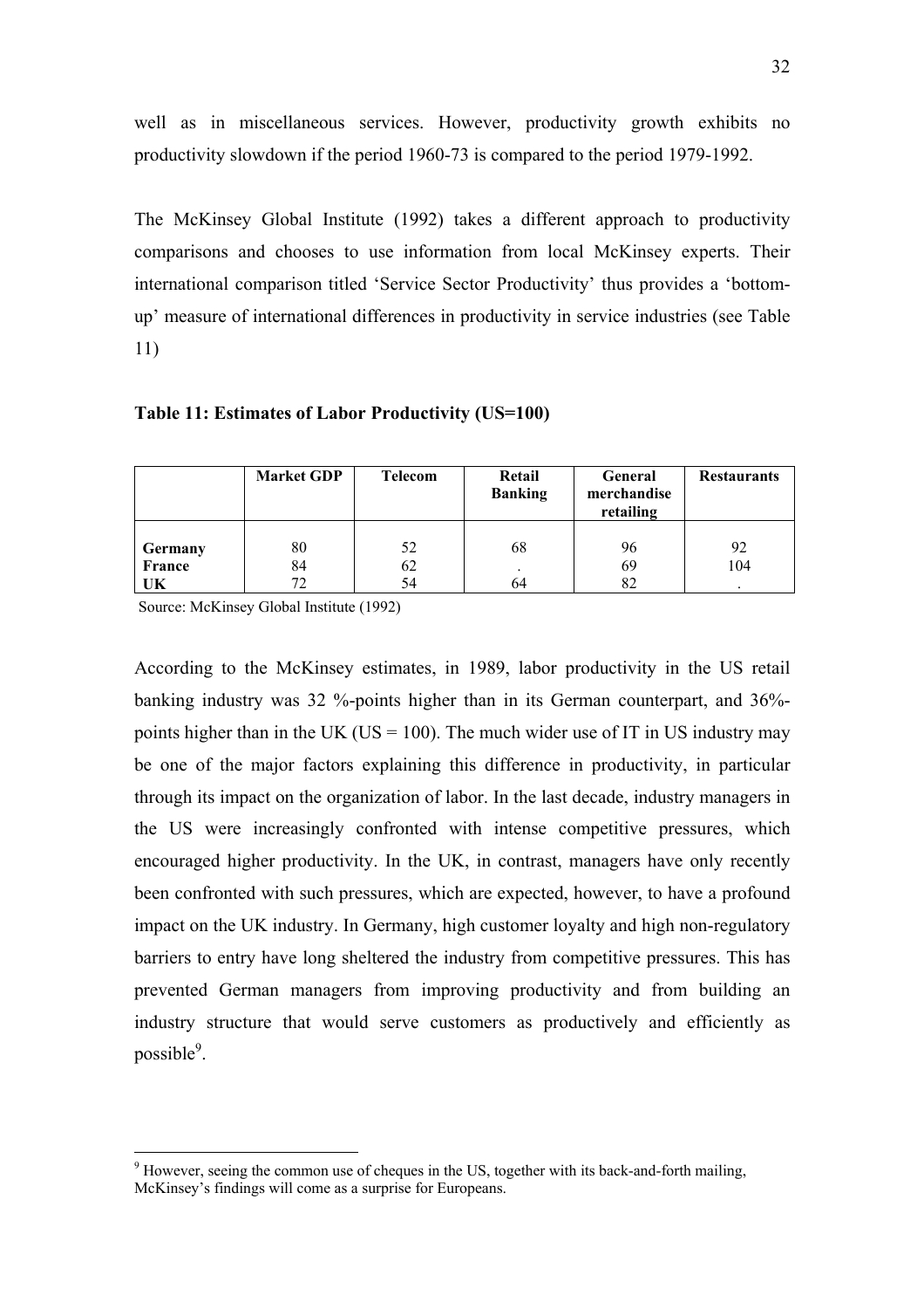well as in miscellaneous services. However, productivity growth exhibits no productivity slowdown if the period 1960-73 is compared to the period 1979-1992.

The McKinsey Global Institute (1992) takes a different approach to productivity comparisons and chooses to use information from local McKinsey experts. Their international comparison titled 'Service Sector Productivity' thus provides a 'bottom-up' measure of international differences in productivity in service industries (see Table 11)

**Table 11: Estimates of Labor Productivity (US=100)**

| | Market GDP | Telecom | Retail Banking | General merchandise retailing | Restaurants |
|---|---|---|---|---|---|
| **Germany** | 80 | 52 | 68 | 96 | 92 |
| **France** | 84 | 62 | . | 69 | 104 |
| **UK** | 72 | 54 | 64 | 82 | . |

Source: McKinsey Global Institute (1992)

According to the McKinsey estimates, in 1989, labor productivity in the US retail banking industry was 32 %-points higher than in its German counterpart, and 36%-points higher than in the UK (US = 100). The much wider use of IT in US industry may be one of the major factors explaining this difference in productivity, in particular through its impact on the organization of labor. In the last decade, industry managers in the US were increasingly confronted with intense competitive pressures, which encouraged higher productivity. In the UK, in contrast, managers have only recently been confronted with such pressures, which are expected, however, to have a profound impact on the UK industry. In Germany, high customer loyalty and high non-regulatory barriers to entry have long sheltered the industry from competitive pressures. This has prevented German managers from improving productivity and from building an industry structure that would serve customers as productively and efficiently as possible[9].

[9] However, seeing the common use of cheques in the US, together with its back-and-forth mailing, McKinsey's findings will come as a surprise for Europeans.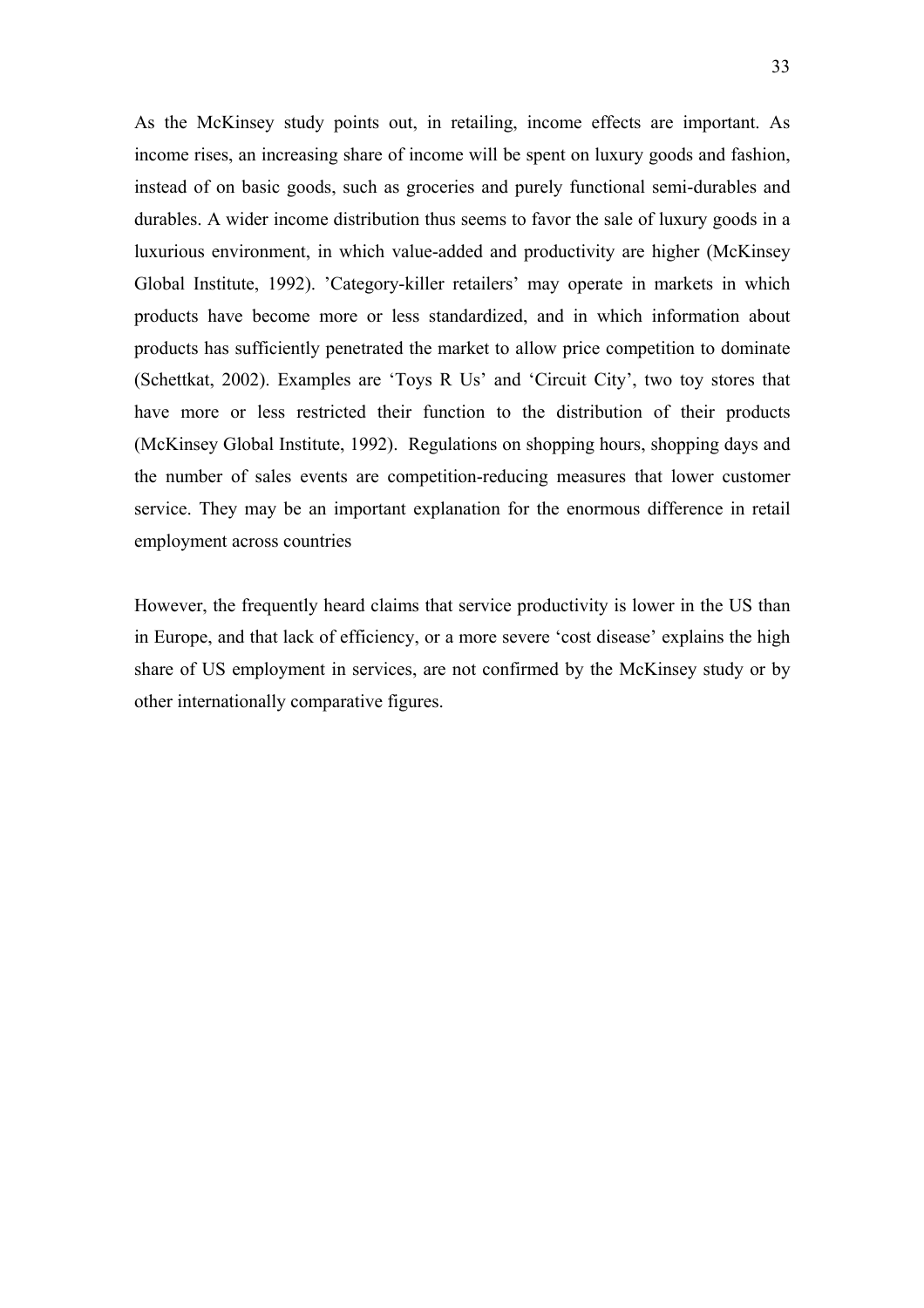As the McKinsey study points out, in retailing, income effects are important. As income rises, an increasing share of income will be spent on luxury goods and fashion, instead of on basic goods, such as groceries and purely functional semi-durables and durables. A wider income distribution thus seems to favor the sale of luxury goods in a luxurious environment, in which value-added and productivity are higher (McKinsey Global Institute, 1992). 'Category-killer retailers' may operate in markets in which products have become more or less standardized, and in which information about products has sufficiently penetrated the market to allow price competition to dominate (Schettkat, 2002). Examples are 'Toys R Us' and 'Circuit City', two toy stores that have more or less restricted their function to the distribution of their products (McKinsey Global Institute, 1992). Regulations on shopping hours, shopping days and the number of sales events are competition-reducing measures that lower customer service. They may be an important explanation for the enormous difference in retail employment across countries

However, the frequently heard claims that service productivity is lower in the US than in Europe, and that lack of efficiency, or a more severe 'cost disease' explains the high share of US employment in services, are not confirmed by the McKinsey study or by other internationally comparative figures.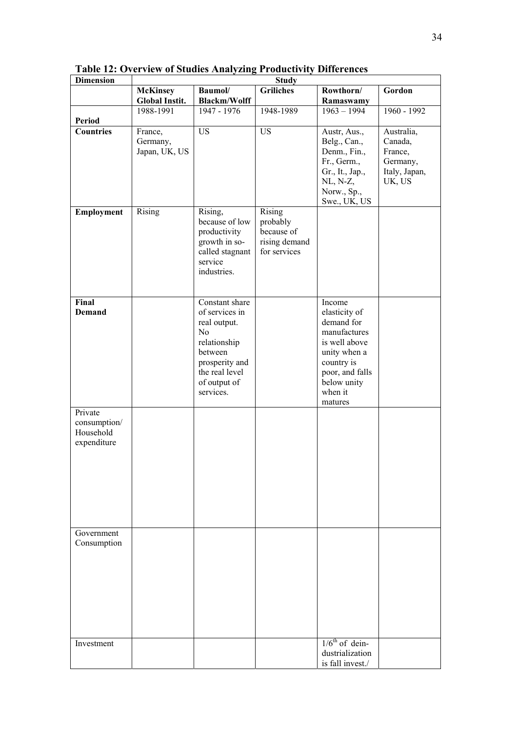**Table 12: Overview of Studies Analyzing Productivity Differences**

| Dimension | Study | | | | |
|---|---|---|---|---|---|
| | **McKinsey Global Instit.** | **Baumol/ Blackm/Wolff** | **Griliches** | **Rowthorn/ Ramaswamy** | **Gordon** |
| **Period** | 1988-1991 | 1947 - 1976 | 1948-1989 | 1963 – 1994 | 1960 - 1992 |
| **Countries** | France, Germany, Japan, UK, US | US | US | Austr, Aus., Belg., Can., Denm., Fin., Fr., Germ., Gr., It., Jap., NL, N-Z, Norw., Sp., Swe., UK, US | Australia, Canada, France, Germany, Italy, Japan, UK, US |
| **Employment** | Rising | Rising, because of low productivity growth in so-called stagnant service industries. | Rising probably because of rising demand for services | | |
| **Final Demand** | | Constant share of services in real output. No relationship between prosperity and the real level of output of services. | | Income elasticity of demand for manufactures is well above unity when a country is poor, and falls below unity when it matures | |
| Private consumption/ Household expenditure | | | | | |
| Government Consumption | | | | | |
| Investment | | | | $1/6^{th}$ of dein-dustrialization is fall invest./ | |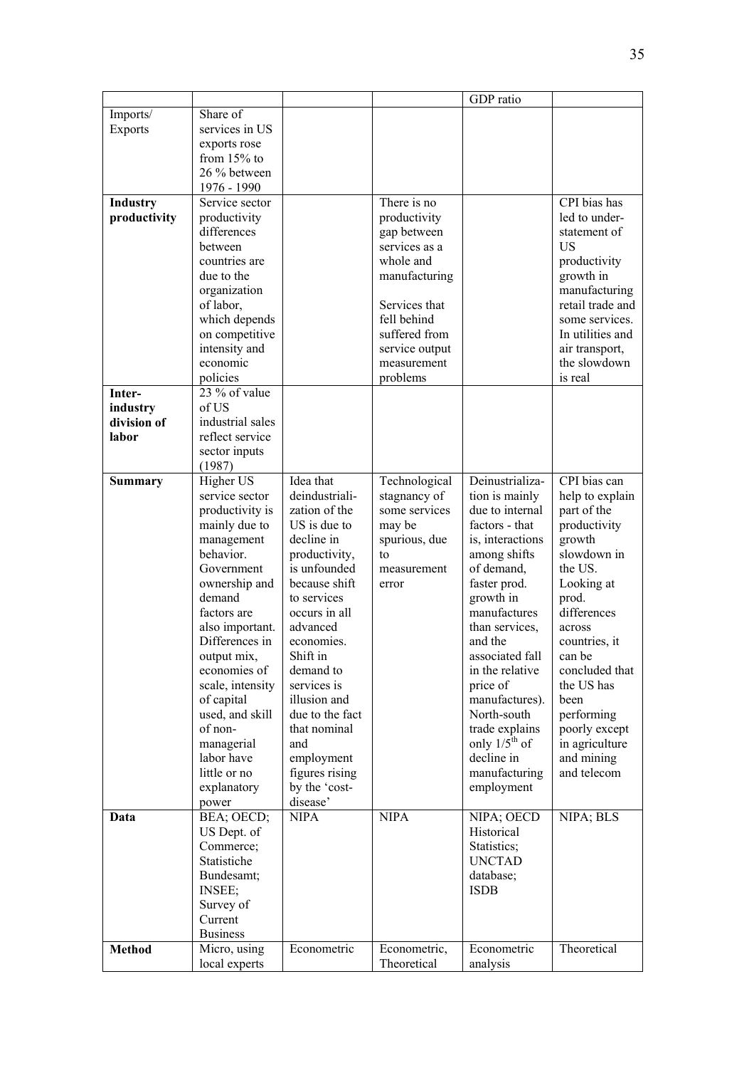| | | | | GDP ratio | |
|---|---|---|---|---|---|
| Imports/ Exports | Share of services in US exports rose from 15% to 26 % between 1976 - 1990 | | | | |
| **Industry productivity** | Service sector productivity differences between countries are due to the organization of labor, which depends on competitive intensity and economic policies | | There is no productivity gap between services as a whole and manufacturing<br><br>Services that fell behind suffered from service output measurement problems | | CPI bias has led to under-statement of US productivity growth in manufacturing retail trade and some services. In utilities and air transport, the slowdown is real |
| **Inter-industry division of labor** | 23 % of value of US industrial sales reflect service sector inputs (1987) | | | | |
| **Summary** | Higher US service sector productivity is mainly due to management behavior. Government ownership and demand factors are also important. Differences in output mix, economies of scale, intensity of capital used, and skill of non-managerial labor have little or no explanatory power | Idea that deindustrialization of the US is due to decline in productivity, is unfounded because shift to services occurs in all advanced economies. Shift in demand to services is illusion and due to the fact that nominal and employment figures rising by the 'cost-disease' | Technological stagnancy of some services may be spurious, due to measurement error | Deinustrialization is mainly due to internal factors - that is, interactions among shifts of demand, faster prod. growth in manufactures than services, and the associated fall in the relative price of manufactures). North-south trade explains only 1/5th of decline in manufacturing employment | CPI bias can help to explain part of the productivity growth slowdown in the US. Looking at prod. differences across countries, it can be concluded that the US has been performing poorly except in agriculture and mining and telecom |
| **Data** | BEA; OECD; US Dept. of Commerce; Statistiche Bundesamt; INSEE; Survey of Current Business | NIPA | NIPA | NIPA; OECD Historical Statistics; UNCTAD database; ISDB | NIPA; BLS |
| **Method** | Micro, using local experts | Econometric | Econometric, Theoretical | Econometric analysis | Theoretical |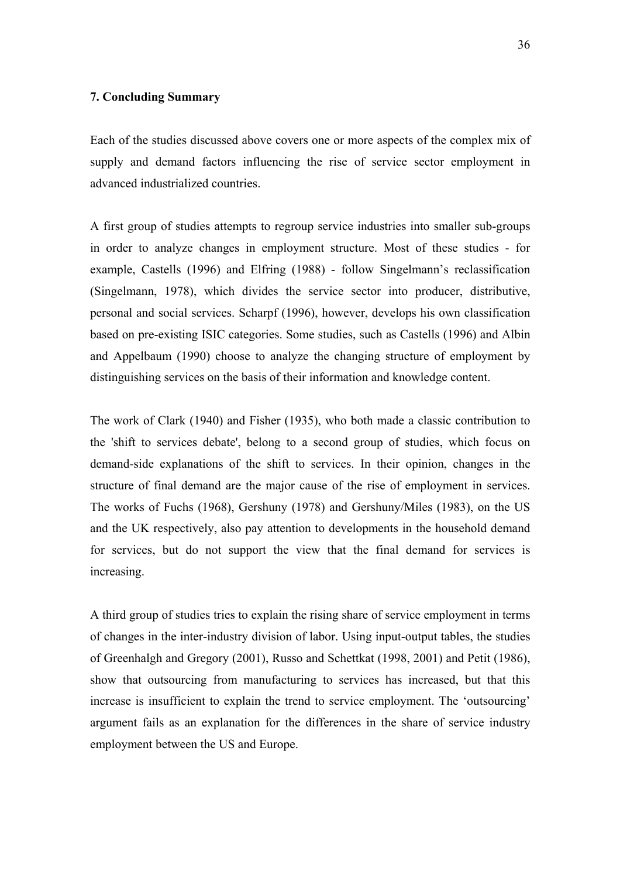## 7. Concluding Summary

Each of the studies discussed above covers one or more aspects of the complex mix of supply and demand factors influencing the rise of service sector employment in advanced industrialized countries.

A first group of studies attempts to regroup service industries into smaller sub-groups in order to analyze changes in employment structure. Most of these studies - for example, Castells (1996) and Elfring (1988) - follow Singelmann's reclassification (Singelmann, 1978), which divides the service sector into producer, distributive, personal and social services. Scharpf (1996), however, develops his own classification based on pre-existing ISIC categories. Some studies, such as Castells (1996) and Albin and Appelbaum (1990) choose to analyze the changing structure of employment by distinguishing services on the basis of their information and knowledge content.

The work of Clark (1940) and Fisher (1935), who both made a classic contribution to the 'shift to services debate', belong to a second group of studies, which focus on demand-side explanations of the shift to services. In their opinion, changes in the structure of final demand are the major cause of the rise of employment in services. The works of Fuchs (1968), Gershuny (1978) and Gershuny/Miles (1983), on the US and the UK respectively, also pay attention to developments in the household demand for services, but do not support the view that the final demand for services is increasing.

A third group of studies tries to explain the rising share of service employment in terms of changes in the inter-industry division of labor. Using input-output tables, the studies of Greenhalgh and Gregory (2001), Russo and Schettkat (1998, 2001) and Petit (1986), show that outsourcing from manufacturing to services has increased, but that this increase is insufficient to explain the trend to service employment. The 'outsourcing' argument fails as an explanation for the differences in the share of service industry employment between the US and Europe.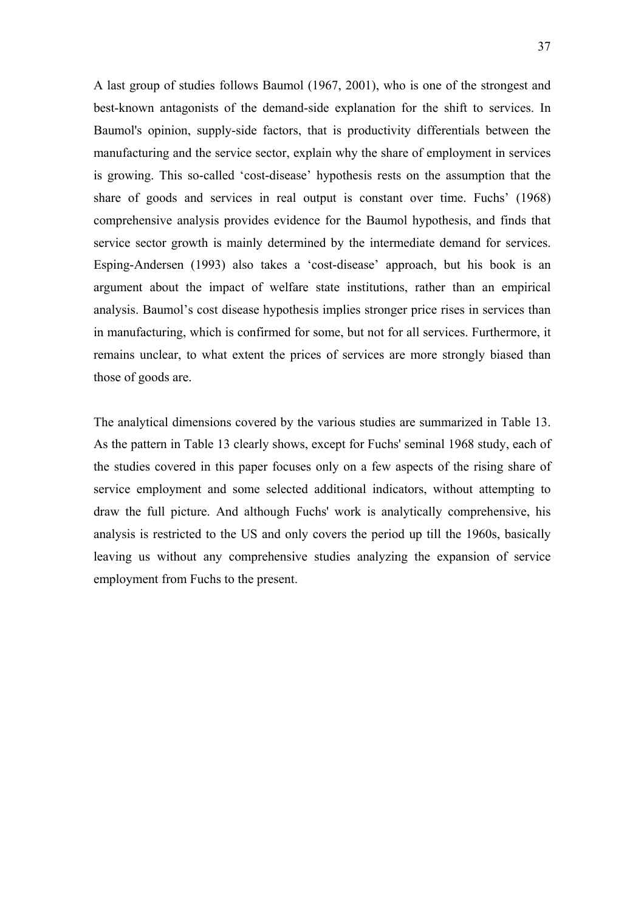A last group of studies follows Baumol (1967, 2001), who is one of the strongest and best-known antagonists of the demand-side explanation for the shift to services. In Baumol's opinion, supply-side factors, that is productivity differentials between the manufacturing and the service sector, explain why the share of employment in services is growing. This so-called 'cost-disease' hypothesis rests on the assumption that the share of goods and services in real output is constant over time. Fuchs' (1968) comprehensive analysis provides evidence for the Baumol hypothesis, and finds that service sector growth is mainly determined by the intermediate demand for services. Esping-Andersen (1993) also takes a 'cost-disease' approach, but his book is an argument about the impact of welfare state institutions, rather than an empirical analysis. Baumol's cost disease hypothesis implies stronger price rises in services than in manufacturing, which is confirmed for some, but not for all services. Furthermore, it remains unclear, to what extent the prices of services are more strongly biased than those of goods are.

The analytical dimensions covered by the various studies are summarized in Table 13. As the pattern in Table 13 clearly shows, except for Fuchs' seminal 1968 study, each of the studies covered in this paper focuses only on a few aspects of the rising share of service employment and some selected additional indicators, without attempting to draw the full picture. And although Fuchs' work is analytically comprehensive, his analysis is restricted to the US and only covers the period up till the 1960s, basically leaving us without any comprehensive studies analyzing the expansion of service employment from Fuchs to the present.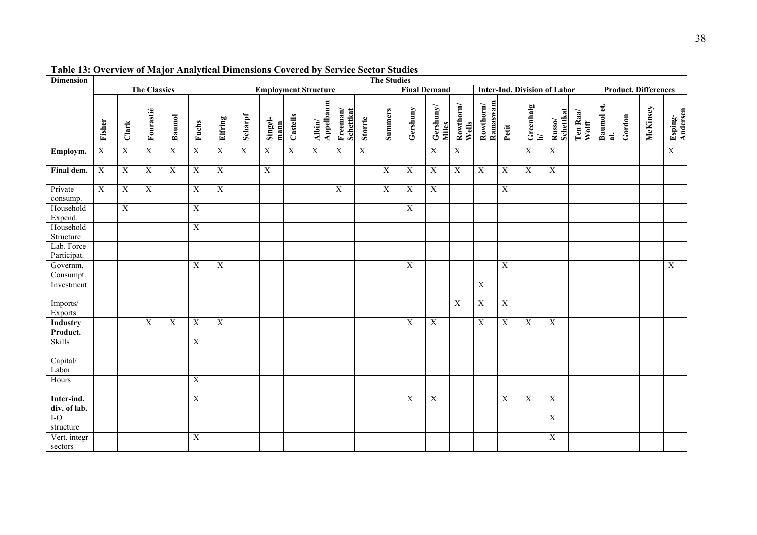**Table 13: Overview of Major Analytical Dimensions Covered by Service Sector Studies**

| Dimension | The Studies | | | | | | | | | | | | | | | | | | | | | | | | |
|---|---|---|---|---|---|---|---|---|---|---|---|---|---|---|---|---|---|---|---|---|---|---|---|---|---|
| | The Classics | | | | | Employment Structure | | | | | | | Final Demand | | | | Inter-Ind. Division of Labor | | | | | Product. Differences | | | |
| | Fisher | Clark | Fourastié | Baumol | Fuchs | Elfring | Scharpf | Singel-mann | Castells | Albin/ Appelbaum | Freeman/ Schettkat | Storrie | Summers | Gershuny | Gershuny/ Miles | Rowthorn/ Wells | Rowthorn/ Ramaswam | Petit | Greenhalg h/ | Russo/ Schettkat | Ten Raa/ Wolff | Baumol et. al. | Gordon | McKinsey | Esping-Andersen |
| **Employm.** | X | X | X | X | X | X | X | X | X | X | X | X | | | X | X | | | X | X | | | | | X |
| **Final dem.** | X | X | X | X | X | X | | X | | | | | X | X | X | X | X | X | X | X | | | | | |
| Private consump. | X | X | X | | X | X | | | | | X | | X | X | X | | | X | | | | | | | |
| Household Expend. | | X | | | X | | | | | | | | | X | | | | | | | | | | | |
| Household Structure | | | | | X | | | | | | | | | | | | | | | | | | | | |
| Lab. Force Participat. | | | | | | | | | | | | | | | | | | | | | | | | | |
| Governm. Consumpt. | | | | | X | X | | | | | | | | X | | | | X | | | | | | | X |
| Investment | | | | | | | | | | | | | | | | | X | | | | | | | | |
| Imports/ Exports | | | | | | | | | | | | | | | | X | X | X | | | | | | | |
| **Industry Product.** | | | X | X | X | X | | | | | | | | X | X | | X | X | X | X | | | | | |
| Skills | | | | | X | | | | | | | | | | | | | | | | | | | | |
| Capital/ Labor | | | | | | | | | | | | | | | | | | | | | | | | | |
| Hours | | | | | X | | | | | | | | | | | | | | | | | | | | |
| **Inter-ind. div. of lab.** | | | | | X | | | | | | | | | X | X | | | X | X | X | | | | | |
| I-O structure | | | | | | | | | | | | | | | | | | | | X | | | | | |
| Vert. integr sectors | | | | | X | | | | | | | | | | | | | | | X | | | | | |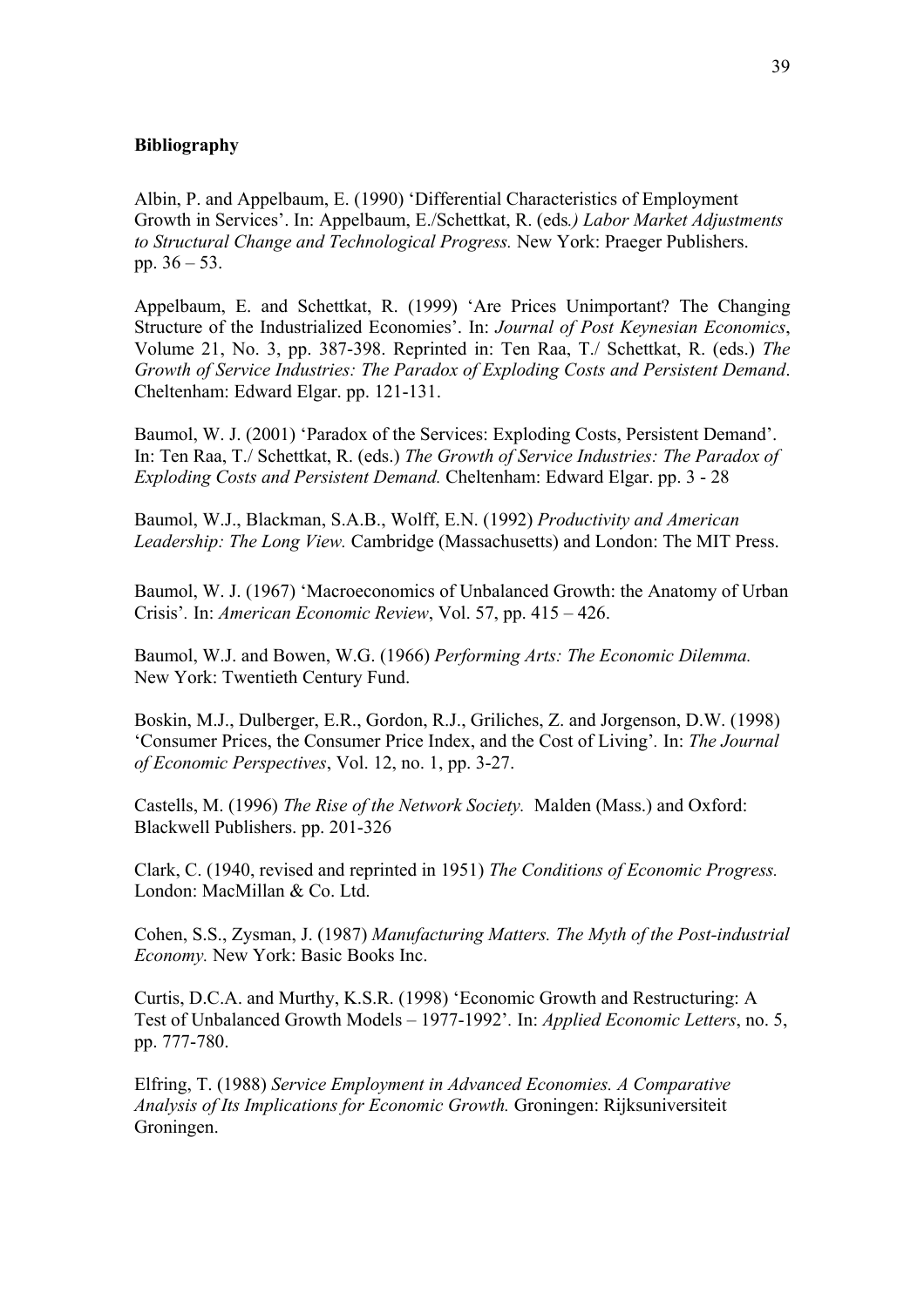**Bibliography**

Albin, P. and Appelbaum, E. (1990) 'Differential Characteristics of Employment Growth in Services'. In: Appelbaum, E./Schettkat, R. (eds*.) Labor Market Adjustments to Structural Change and Technological Progress.* New York: Praeger Publishers. pp. 36 – 53.

Appelbaum, E. and Schettkat, R. (1999) 'Are Prices Unimportant? The Changing Structure of the Industrialized Economies'. In: *Journal of Post Keynesian Economics*, Volume 21, No. 3, pp. 387-398. Reprinted in: Ten Raa, T./ Schettkat, R. (eds.) *The Growth of Service Industries: The Paradox of Exploding Costs and Persistent Demand*. Cheltenham: Edward Elgar. pp. 121-131.

Baumol, W. J. (2001) 'Paradox of the Services: Exploding Costs, Persistent Demand'. In: Ten Raa, T./ Schettkat, R. (eds.) *The Growth of Service Industries: The Paradox of Exploding Costs and Persistent Demand.* Cheltenham: Edward Elgar. pp. 3 - 28

Baumol, W.J., Blackman, S.A.B., Wolff, E.N. (1992) *Productivity and American Leadership: The Long View.* Cambridge (Massachusetts) and London: The MIT Press.

Baumol, W. J. (1967) 'Macroeconomics of Unbalanced Growth: the Anatomy of Urban Crisis'*.* In: *American Economic Review*, Vol. 57, pp. 415 – 426.

Baumol, W.J. and Bowen, W.G. (1966) *Performing Arts: The Economic Dilemma.* New York: Twentieth Century Fund.

Boskin, M.J., Dulberger, E.R., Gordon, R.J., Griliches, Z. and Jorgenson, D.W. (1998) 'Consumer Prices, the Consumer Price Index, and the Cost of Living'*.* In: *The Journal of Economic Perspectives*, Vol. 12, no. 1, pp. 3-27.

Castells, M. (1996) *The Rise of the Network Society.* Malden (Mass.) and Oxford: Blackwell Publishers. pp. 201-326

Clark, C. (1940, revised and reprinted in 1951) *The Conditions of Economic Progress.* London: MacMillan & Co. Ltd.

Cohen, S.S., Zysman, J. (1987) *Manufacturing Matters. The Myth of the Post-industrial Economy.* New York: Basic Books Inc.

Curtis, D.C.A. and Murthy, K.S.R. (1998) 'Economic Growth and Restructuring: A Test of Unbalanced Growth Models – 1977-1992'*.* In: *Applied Economic Letters*, no. 5, pp. 777-780.

Elfring, T. (1988) *Service Employment in Advanced Economies. A Comparative Analysis of Its Implications for Economic Growth.* Groningen: Rijksuniversiteit Groningen.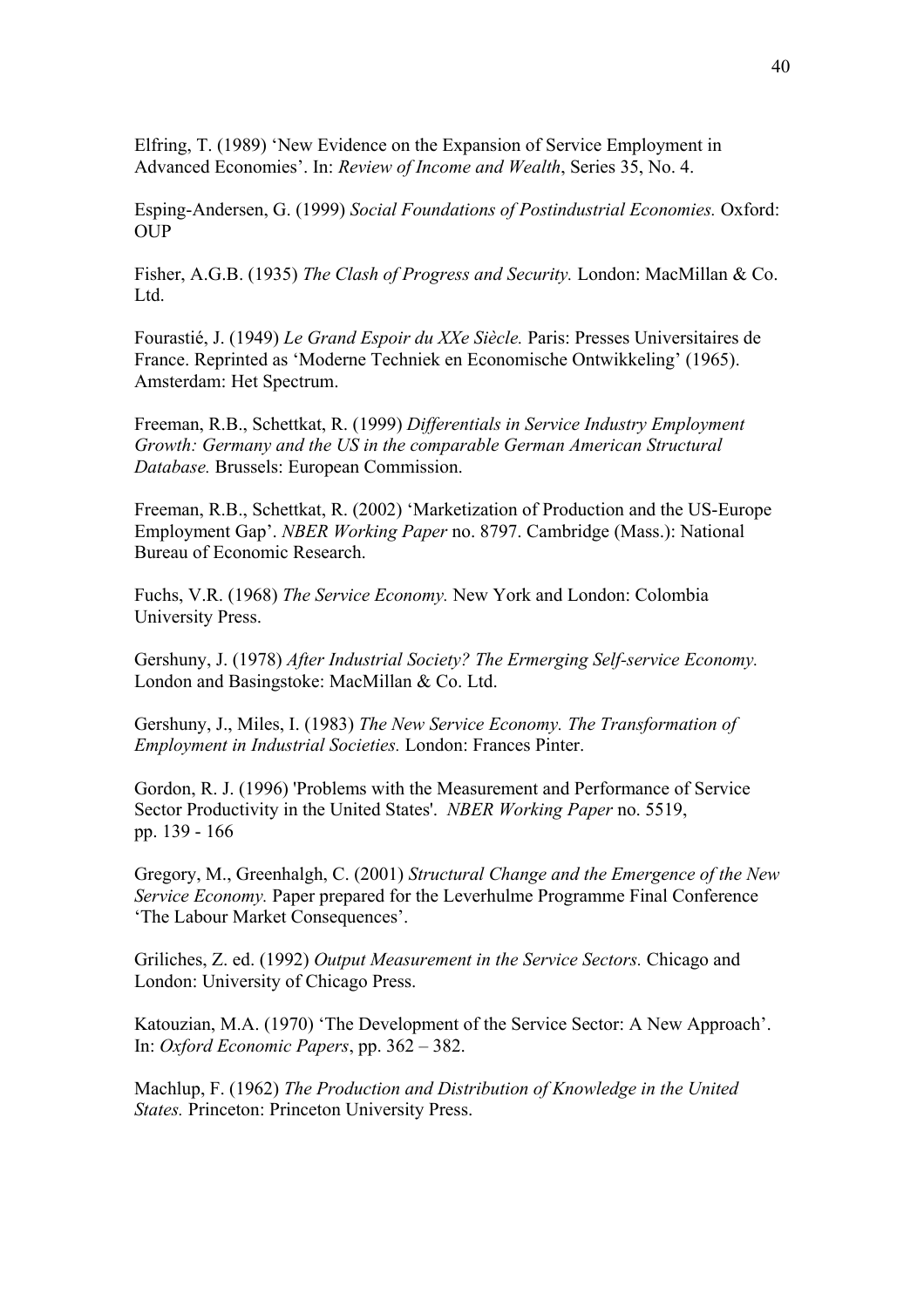Elfring, T. (1989) 'New Evidence on the Expansion of Service Employment in Advanced Economies'. In: *Review of Income and Wealth*, Series 35, No. 4.

Esping-Andersen, G. (1999) *Social Foundations of Postindustrial Economies.* Oxford: OUP

Fisher, A.G.B. (1935) *The Clash of Progress and Security.* London: MacMillan & Co. Ltd.

Fourastié, J. (1949) *Le Grand Espoir du XXe Siècle.* Paris: Presses Universitaires de France. Reprinted as 'Moderne Techniek en Economische Ontwikkeling' (1965). Amsterdam: Het Spectrum.

Freeman, R.B., Schettkat, R. (1999) *Differentials in Service Industry Employment Growth: Germany and the US in the comparable German American Structural Database.* Brussels: European Commission.

Freeman, R.B., Schettkat, R. (2002) 'Marketization of Production and the US-Europe Employment Gap'. *NBER Working Paper* no. 8797. Cambridge (Mass.): National Bureau of Economic Research.

Fuchs, V.R. (1968) *The Service Economy.* New York and London: Colombia University Press.

Gershuny, J. (1978) *After Industrial Society? The Ermerging Self-service Economy.* London and Basingstoke: MacMillan & Co. Ltd.

Gershuny, J., Miles, I. (1983) *The New Service Economy. The Transformation of Employment in Industrial Societies.* London: Frances Pinter.

Gordon, R. J. (1996) 'Problems with the Measurement and Performance of Service Sector Productivity in the United States'. *NBER Working Paper* no. 5519, pp. 139 - 166

Gregory, M., Greenhalgh, C. (2001) *Structural Change and the Emergence of the New Service Economy.* Paper prepared for the Leverhulme Programme Final Conference 'The Labour Market Consequences'.

Griliches, Z. ed. (1992) *Output Measurement in the Service Sectors.* Chicago and London: University of Chicago Press.

Katouzian, M.A. (1970) 'The Development of the Service Sector: A New Approach'. In: *Oxford Economic Papers*, pp. 362 – 382.

Machlup, F. (1962) *The Production and Distribution of Knowledge in the United States.* Princeton: Princeton University Press.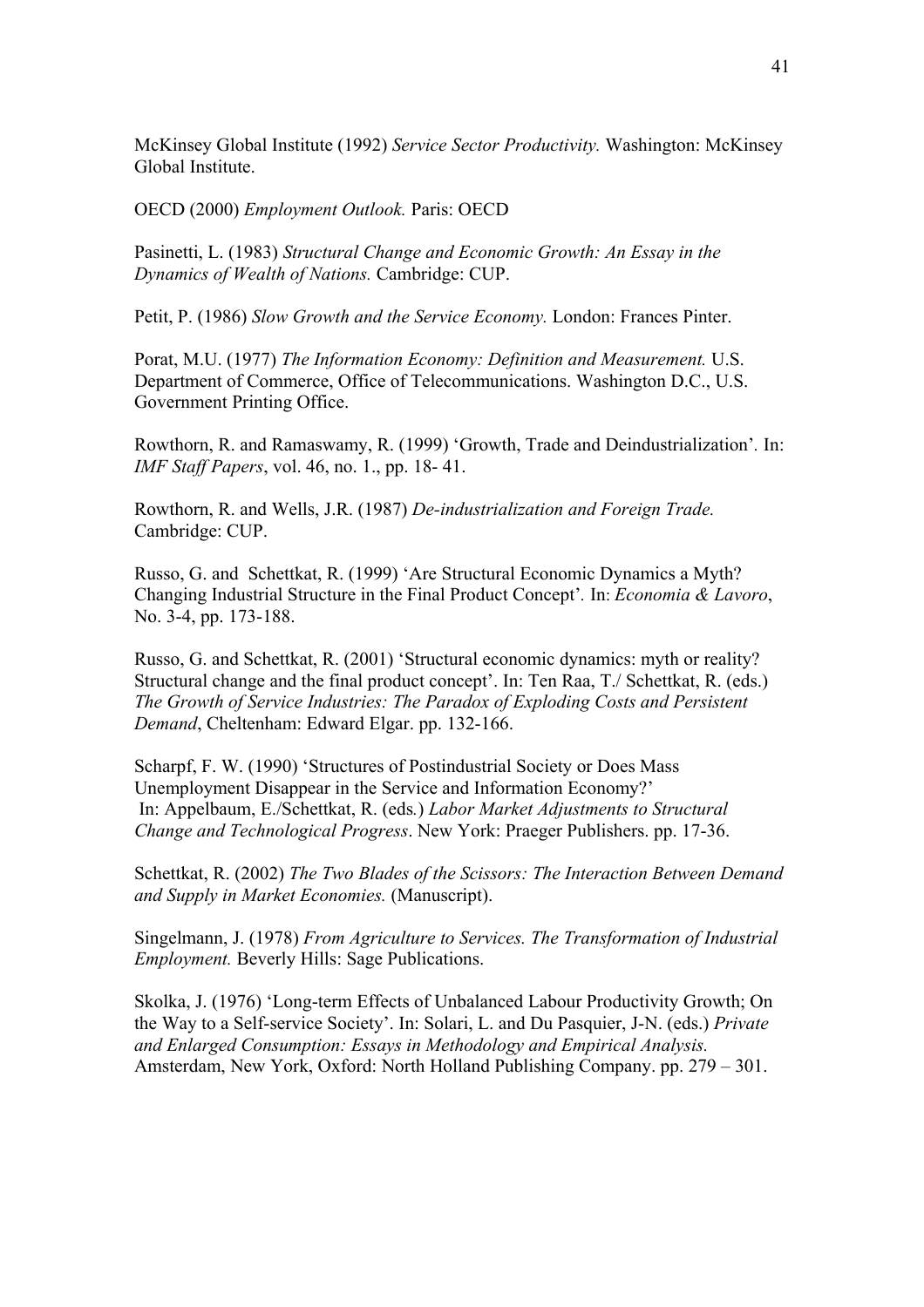McKinsey Global Institute (1992) *Service Sector Productivity.* Washington: McKinsey Global Institute.

OECD (2000) *Employment Outlook.* Paris: OECD

Pasinetti, L. (1983) *Structural Change and Economic Growth: An Essay in the Dynamics of Wealth of Nations.* Cambridge: CUP.

Petit, P. (1986) *Slow Growth and the Service Economy.* London: Frances Pinter.

Porat, M.U. (1977) *The Information Economy: Definition and Measurement.* U.S. Department of Commerce, Office of Telecommunications. Washington D.C., U.S. Government Printing Office.

Rowthorn, R. and Ramaswamy, R. (1999) 'Growth, Trade and Deindustrialization'. In: *IMF Staff Papers*, vol. 46, no. 1., pp. 18- 41.

Rowthorn, R. and Wells, J.R. (1987) *De-industrialization and Foreign Trade.* Cambridge: CUP.

Russo, G. and Schettkat, R. (1999) 'Are Structural Economic Dynamics a Myth? Changing Industrial Structure in the Final Product Concept'. In: *Economia & Lavoro*, No. 3-4, pp. 173-188.

Russo, G. and Schettkat, R. (2001) 'Structural economic dynamics: myth or reality? Structural change and the final product concept'. In: Ten Raa, T./ Schettkat, R. (eds.) *The Growth of Service Industries: The Paradox of Exploding Costs and Persistent Demand*, Cheltenham: Edward Elgar. pp. 132-166.

Scharpf, F. W. (1990) 'Structures of Postindustrial Society or Does Mass Unemployment Disappear in the Service and Information Economy?' In: Appelbaum, E./Schettkat, R. (eds.) *Labor Market Adjustments to Structural Change and Technological Progress*. New York: Praeger Publishers. pp. 17-36.

Schettkat, R. (2002) *The Two Blades of the Scissors: The Interaction Between Demand and Supply in Market Economies.* (Manuscript).

Singelmann, J. (1978) *From Agriculture to Services. The Transformation of Industrial Employment.* Beverly Hills: Sage Publications.

Skolka, J. (1976) 'Long-term Effects of Unbalanced Labour Productivity Growth; On the Way to a Self-service Society'. In: Solari, L. and Du Pasquier, J-N. (eds.) *Private and Enlarged Consumption: Essays in Methodology and Empirical Analysis.* Amsterdam, New York, Oxford: North Holland Publishing Company. pp. 279 – 301.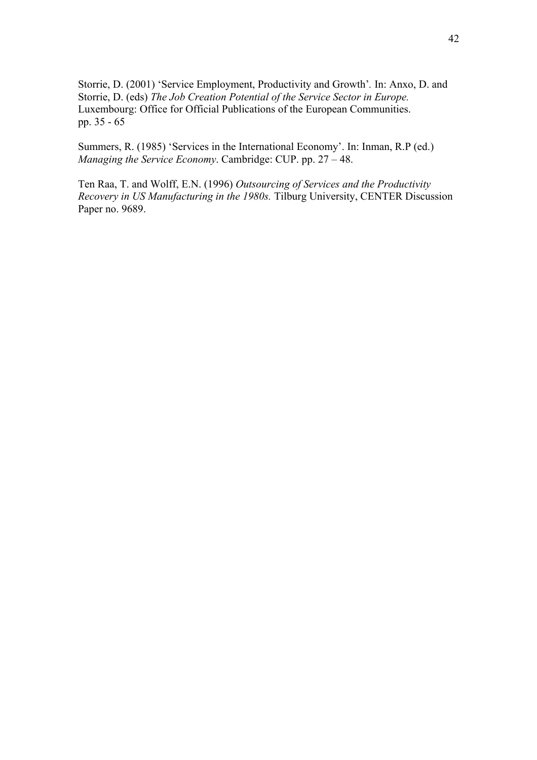Storrie, D. (2001) 'Service Employment, Productivity and Growth'. In: Anxo, D. and Storrie, D. (eds) *The Job Creation Potential of the Service Sector in Europe.* Luxembourg: Office for Official Publications of the European Communities. pp. 35 - 65

Summers, R. (1985) 'Services in the International Economy'. In: Inman, R.P (ed.) *Managing the Service Economy*. Cambridge: CUP. pp. 27 – 48.

Ten Raa, T. and Wolff, E.N. (1996) *Outsourcing of Services and the Productivity Recovery in US Manufacturing in the 1980s.* Tilburg University, CENTER Discussion Paper no. 9689.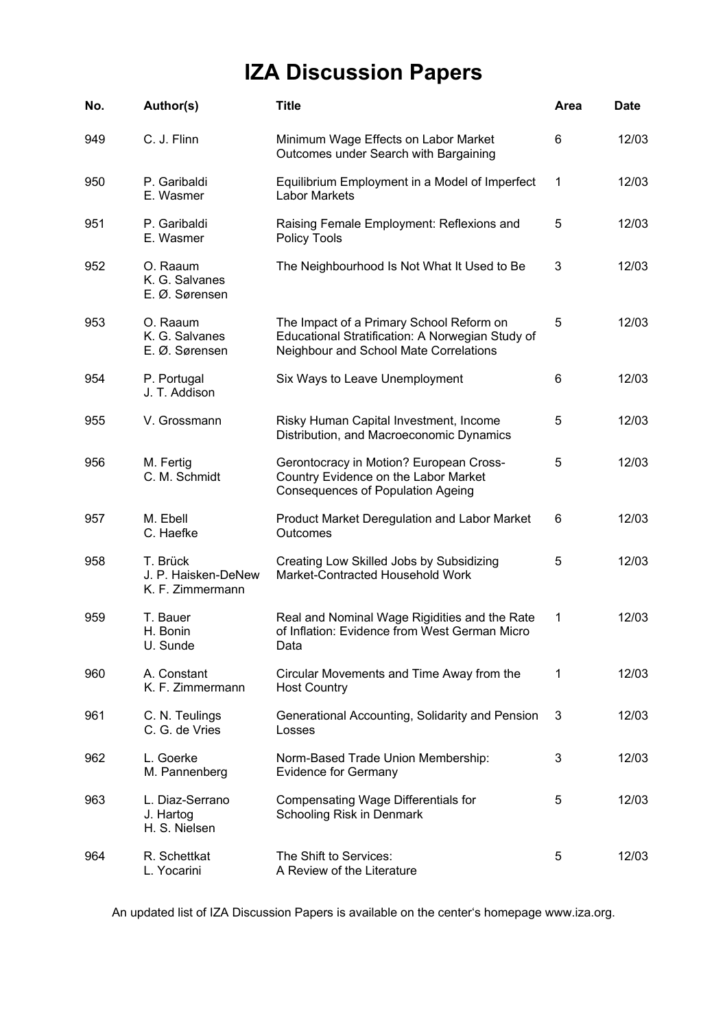# IZA Discussion Papers

| No. | Author(s) | Title | Area | Date |
|---|---|---|---|---|
| 949 | C. J. Flinn | Minimum Wage Effects on Labor Market Outcomes under Search with Bargaining | 6 | 12/03 |
| 950 | P. Garibaldi<br>E. Wasmer | Equilibrium Employment in a Model of Imperfect Labor Markets | 1 | 12/03 |
| 951 | P. Garibaldi<br>E. Wasmer | Raising Female Employment: Reflexions and Policy Tools | 5 | 12/03 |
| 952 | O. Raaum<br>K. G. Salvanes<br>E. Ø. Sørensen | The Neighbourhood Is Not What It Used to Be | 3 | 12/03 |
| 953 | O. Raaum<br>K. G. Salvanes<br>E. Ø. Sørensen | The Impact of a Primary School Reform on Educational Stratification: A Norwegian Study of Neighbour and School Mate Correlations | 5 | 12/03 |
| 954 | P. Portugal<br>J. T. Addison | Six Ways to Leave Unemployment | 6 | 12/03 |
| 955 | V. Grossmann | Risky Human Capital Investment, Income Distribution, and Macroeconomic Dynamics | 5 | 12/03 |
| 956 | M. Fertig<br>C. M. Schmidt | Gerontocracy in Motion? European Cross-Country Evidence on the Labor Market Consequences of Population Ageing | 5 | 12/03 |
| 957 | M. Ebell<br>C. Haefke | Product Market Deregulation and Labor Market Outcomes | 6 | 12/03 |
| 958 | T. Brück<br>J. P. Haisken-DeNew<br>K. F. Zimmermann | Creating Low Skilled Jobs by Subsidizing Market-Contracted Household Work | 5 | 12/03 |
| 959 | T. Bauer<br>H. Bonin<br>U. Sunde | Real and Nominal Wage Rigidities and the Rate of Inflation: Evidence from West German Micro Data | 1 | 12/03 |
| 960 | A. Constant<br>K. F. Zimmermann | Circular Movements and Time Away from the Host Country | 1 | 12/03 |
| 961 | C. N. Teulings<br>C. G. de Vries | Generational Accounting, Solidarity and Pension Losses | 3 | 12/03 |
| 962 | L. Goerke<br>M. Pannenberg | Norm-Based Trade Union Membership: Evidence for Germany | 3 | 12/03 |
| 963 | L. Diaz-Serrano<br>J. Hartog<br>H. S. Nielsen | Compensating Wage Differentials for Schooling Risk in Denmark | 5 | 12/03 |
| 964 | R. Schettkat<br>L. Yocarini | The Shift to Services: A Review of the Literature | 5 | 12/03 |

An updated list of IZA Discussion Papers is available on the center's homepage www.iza.org.